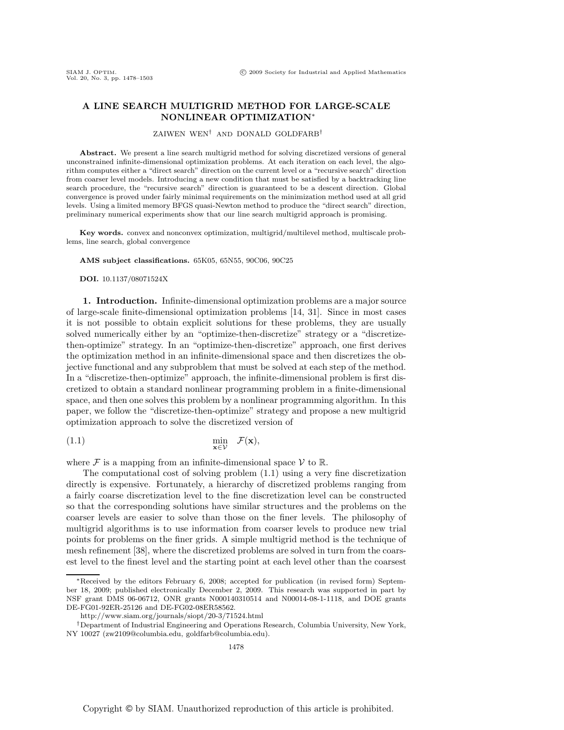# A LINE SEARCH MULTIGRID METHOD FOR LARGE-SCALE NONLINEAR OPTIMIZATION*

ZAIWEN WEN† AND DONALD GOLDFARB†

**Abstract.** We present a line search multigrid method for solving discretized versions of general unconstrained infinite-dimensional optimization problems. At each iteration on each level, the algorithm computes either a "direct search" direction on the current level or a "recursive search" direction from coarser level models. Introducing a new condition that must be satisfied by a backtracking line search procedure, the "recursive search" direction is guaranteed to be a descent direction. Global convergence is proved under fairly minimal requirements on the minimization method used at all grid levels. Using a limited memory BFGS quasi-Newton method to produce the "direct search" direction, preliminary numerical experiments show that our line search multigrid approach is promising.

**Key words.** convex and nonconvex optimization, multigrid/multilevel method, multiscale problems, line search, global convergence

**AMS subject classifications.** 65K05, 65N55, 90C06, 90C25

**DOI.** 10.1137/08071524X

**1. Introduction.** Infinite-dimensional optimization problems are a major source of large-scale finite-dimensional optimization problems [14, 31]. Since in most cases it is not possible to obtain explicit solutions for these problems, they are usually solved numerically either by an "optimize-then-discretize" strategy or a "discretize-then-optimize" strategy. In an "optimize-then-discretize" approach, one first derives the optimization method in an infinite-dimensional space and then discretizes the objective functional and any subproblem that must be solved at each step of the method. In a "discretize-then-optimize" approach, the infinite-dimensional problem is first discretized to obtain a standard nonlinear programming problem in a finite-dimensional space, and then one solves this problem by a nonlinear programming algorithm. In this paper, we follow the "discretize-then-optimize" strategy and propose a new multigrid optimization approach to solve the discretized version of

$$\min_{\mathbf{x} \in \mathcal{V}} \quad \mathcal{F}(\mathbf{x}), \tag{1.1}$$

where $\mathcal{F}$ is a mapping from an infinite-dimensional space $\mathcal{V}$ to $\mathbb{R}$.

The computational cost of solving problem (1.1) using a very fine discretization directly is expensive. Fortunately, a hierarchy of discretized problems ranging from a fairly coarse discretization level to the fine discretization level can be constructed so that the corresponding solutions have similar structures and the problems on the coarser levels are easier to solve than those on the finer levels. The philosophy of multigrid algorithms is to use information from coarser levels to produce new trial points for problems on the finer grids. A simple multigrid method is the technique of mesh refinement [38], where the discretized problems are solved in turn from the coarsest level to the finest level and the starting point at each level other than the coarsest

---

*Received by the editors February 6, 2008; accepted for publication (in revised form) September 18, 2009; published electronically December 2, 2009. This research was supported in part by NSF grant DMS 06-06712, ONR grants N000140310514 and N00014-08-1-1118, and DOE grants DE-FG01-92ER-25126 and DE-FG02-08ER58562.

http://www.siam.org/journals/siopt/20-3/71524.html

†Department of Industrial Engineering and Operations Research, Columbia University, New York, NY 10027 (zw2109@columbia.edu, goldfarb@columbia.edu).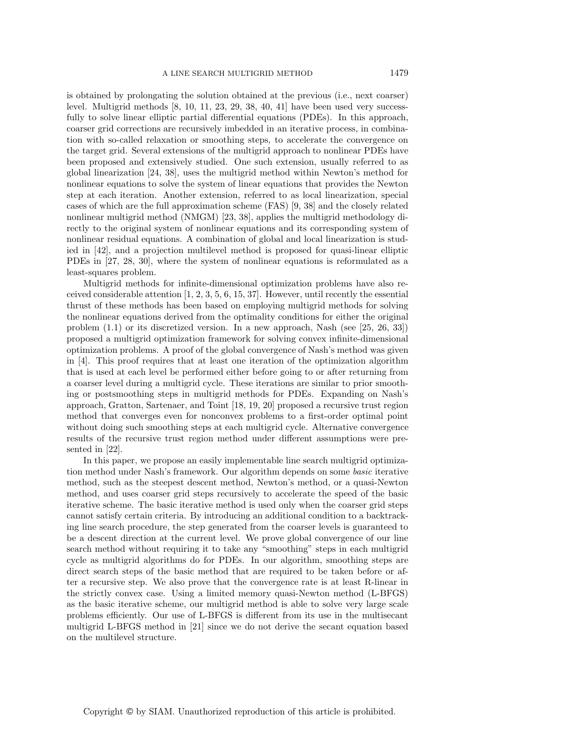is obtained by prolongating the solution obtained at the previous (i.e., next coarser) level. Multigrid methods [8, 10, 11, 23, 29, 38, 40, 41] have been used very successfully to solve linear elliptic partial differential equations (PDEs). In this approach, coarser grid corrections are recursively imbedded in an iterative process, in combination with so-called relaxation or smoothing steps, to accelerate the convergence on the target grid. Several extensions of the multigrid approach to nonlinear PDEs have been proposed and extensively studied. One such extension, usually referred to as global linearization [24, 38], uses the multigrid method within Newton's method for nonlinear equations to solve the system of linear equations that provides the Newton step at each iteration. Another extension, referred to as local linearization, special cases of which are the full approximation scheme (FAS) [9, 38] and the closely related nonlinear multigrid method (NMGM) [23, 38], applies the multigrid methodology directly to the original system of nonlinear equations and its corresponding system of nonlinear residual equations. A combination of global and local linearization is studied in [42], and a projection multilevel method is proposed for quasi-linear elliptic PDEs in [27, 28, 30], where the system of nonlinear equations is reformulated as a least-squares problem.

Multigrid methods for infinite-dimensional optimization problems have also received considerable attention [1, 2, 3, 5, 6, 15, 37]. However, until recently the essential thrust of these methods has been based on employing multigrid methods for solving the nonlinear equations derived from the optimality conditions for either the original problem (1.1) or its discretized version. In a new approach, Nash (see [25, 26, 33]) proposed a multigrid optimization framework for solving convex infinite-dimensional optimization problems. A proof of the global convergence of Nash's method was given in [4]. This proof requires that at least one iteration of the optimization algorithm that is used at each level be performed either before going to or after returning from a coarser level during a multigrid cycle. These iterations are similar to prior smoothing or postsmoothing steps in multigrid methods for PDEs. Expanding on Nash's approach, Gratton, Sartenaer, and Toint [18, 19, 20] proposed a recursive trust region method that converges even for nonconvex problems to a first-order optimal point without doing such smoothing steps at each multigrid cycle. Alternative convergence results of the recursive trust region method under different assumptions were presented in [22].

In this paper, we propose an easily implementable line search multigrid optimization method under Nash's framework. Our algorithm depends on some *basic* iterative method, such as the steepest descent method, Newton's method, or a quasi-Newton method, and uses coarser grid steps recursively to accelerate the speed of the basic iterative scheme. The basic iterative method is used only when the coarser grid steps cannot satisfy certain criteria. By introducing an additional condition to a backtracking line search procedure, the step generated from the coarser levels is guaranteed to be a descent direction at the current level. We prove global convergence of our line search method without requiring it to take any "smoothing" steps in each multigrid cycle as multigrid algorithms do for PDEs. In our algorithm, smoothing steps are direct search steps of the basic method that are required to be taken before or after a recursive step. We also prove that the convergence rate is at least R-linear in the strictly convex case. Using a limited memory quasi-Newton method (L-BFGS) as the basic iterative scheme, our multigrid method is able to solve very large scale problems efficiently. Our use of L-BFGS is different from its use in the multisecant multigrid L-BFGS method in [21] since we do not derive the secant equation based on the multilevel structure.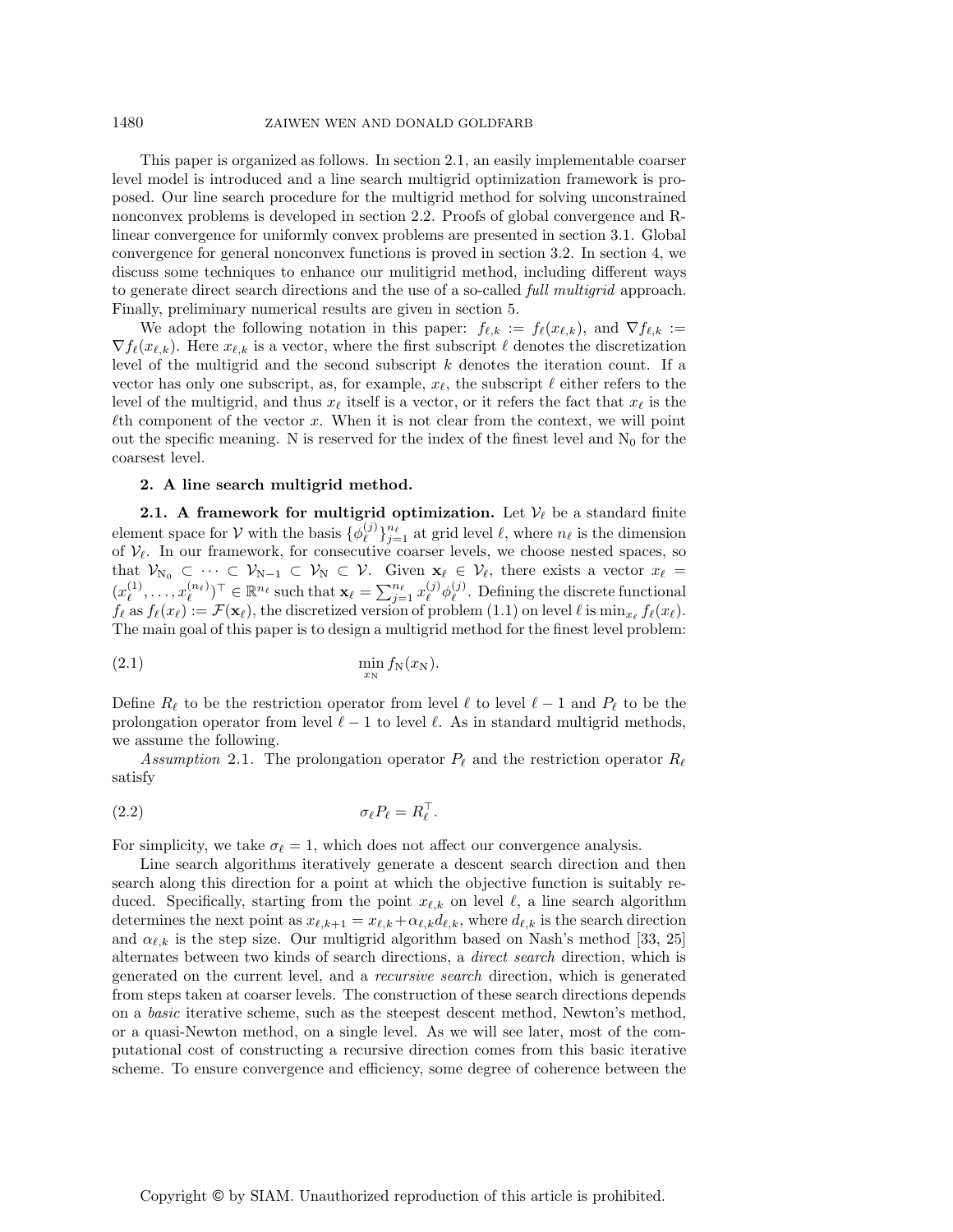This paper is organized as follows. In section 2.1, an easily implementable coarser level model is introduced and a line search multigrid optimization framework is proposed. Our line search procedure for the multigrid method for solving unconstrained nonconvex problems is developed in section 2.2. Proofs of global convergence and R-linear convergence for uniformly convex problems are presented in section 3.1. Global convergence for general nonconvex functions is proved in section 3.2. In section 4, we discuss some techniques to enhance our mulitigrid method, including different ways to generate direct search directions and the use of a so-called *full multigrid* approach. Finally, preliminary numerical results are given in section 5.

We adopt the following notation in this paper: $f_{\ell,k} := f_\ell(x_{\ell,k})$, and $\nabla f_{\ell,k} := \nabla f_\ell(x_{\ell,k})$. Here $x_{\ell,k}$ is a vector, where the first subscript $\ell$ denotes the discretization level of the multigrid and the second subscript $k$ denotes the iteration count. If a vector has only one subscript, as, for example, $x_\ell$, the subscript $\ell$ either refers to the level of the multigrid, and thus $x_\ell$ itself is a vector, or it refers the fact that $x_\ell$ is the $\ell$th component of the vector $x$. When it is not clear from the context, we will point out the specific meaning. $\mathrm{N}$ is reserved for the index of the finest level and $\mathrm{N}_0$ for the coarsest level.

## 2. A line search multigrid method.

**2.1. A framework for multigrid optimization.** Let $\mathcal{V}_\ell$ be a standard finite element space for $\mathcal{V}$ with the basis $\{\phi_\ell^{(j)}\}_{j=1}^{n_\ell}$ at grid level $\ell$, where $n_\ell$ is the dimension of $\mathcal{V}_\ell$. In our framework, for consecutive coarser levels, we choose nested spaces, so that $\mathcal{V}_{\mathrm{N}_0} \subset \cdots \subset \mathcal{V}_{\mathrm{N}-1} \subset \mathcal{V}_{\mathrm{N}} \subset \mathcal{V}$. Given $\mathbf{x}_\ell \in \mathcal{V}_\ell$, there exists a vector $x_\ell = (x_\ell^{(1)}, \ldots, x_\ell^{(n_\ell)})^\top \in \mathbb{R}^{n_\ell}$ such that $\mathbf{x}_\ell = \sum_{j=1}^{n_\ell} x_\ell^{(j)} \phi_\ell^{(j)}$. Defining the discrete functional $f_\ell$ as $f_\ell(x_\ell) := \mathcal{F}(\mathbf{x}_\ell)$, the discretized version of problem (1.1) on level $\ell$ is $\min_{x_\ell} f_\ell(x_\ell)$. The main goal of this paper is to design a multigrid method for the finest level problem:

$$\min_{x_{\mathrm{N}}} f_{\mathrm{N}}(x_{\mathrm{N}}). \tag{2.1}$$

Define $R_\ell$ to be the restriction operator from level $\ell$ to level $\ell - 1$ and $P_\ell$ to be the prolongation operator from level $\ell - 1$ to level $\ell$. As in standard multigrid methods, we assume the following.

*Assumption* 2.1. The prolongation operator $P_\ell$ and the restriction operator $R_\ell$ satisfy

$$\sigma_\ell P_\ell = R_\ell^\top. \tag{2.2}$$

For simplicity, we take $\sigma_\ell = 1$, which does not affect our convergence analysis.

Line search algorithms iteratively generate a descent search direction and then search along this direction for a point at which the objective function is suitably reduced. Specifically, starting from the point $x_{\ell,k}$ on level $\ell$, a line search algorithm determines the next point as $x_{\ell,k+1} = x_{\ell,k} + \alpha_{\ell,k} d_{\ell,k}$, where $d_{\ell,k}$ is the search direction and $\alpha_{\ell,k}$ is the step size. Our multigrid algorithm based on Nash's method [33, 25] alternates between two kinds of search directions, a *direct search* direction, which is generated on the current level, and a *recursive search* direction, which is generated from steps taken at coarser levels. The construction of these search directions depends on a *basic* iterative scheme, such as the steepest descent method, Newton's method, or a quasi-Newton method, on a single level. As we will see later, most of the computational cost of constructing a recursive direction comes from this basic iterative scheme. To ensure convergence and efficiency, some degree of coherence between the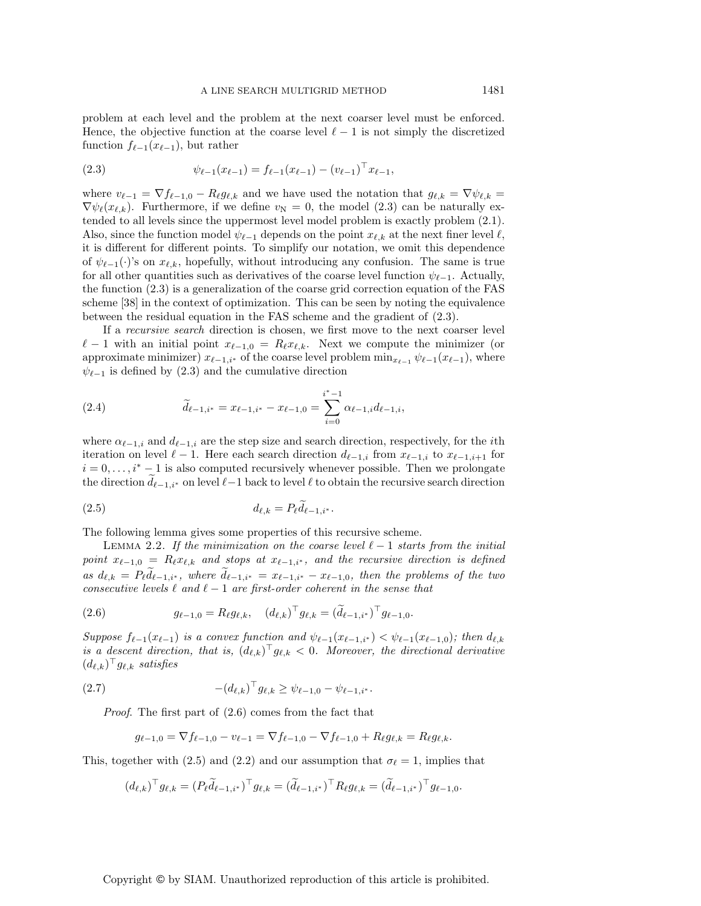problem at each level and the problem at the next coarser level must be enforced. Hence, the objective function at the coarse level $\ell - 1$ is not simply the discretized function $f_{\ell-1}(x_{\ell-1})$, but rather

$$\psi_{\ell-1}(x_{\ell-1}) = f_{\ell-1}(x_{\ell-1}) - (v_{\ell-1})^\top x_{\ell-1}, \tag{2.3}$$

where $v_{\ell-1} = \nabla f_{\ell-1,0} - R_\ell g_{\ell,k}$ and we have used the notation that $g_{\ell,k} = \nabla \psi_{\ell,k} = \nabla \psi_\ell(x_{\ell,k})$. Furthermore, if we define $v_{\mathrm{N}} = 0$, the model (2.3) can be naturally extended to all levels since the uppermost level model problem is exactly problem (2.1). Also, since the function model $\psi_{\ell-1}$ depends on the point $x_{\ell,k}$ at the next finer level $\ell$, it is different for different points. To simplify our notation, we omit this dependence of $\psi_{\ell-1}(\cdot)$'s on $x_{\ell,k}$, hopefully, without introducing any confusion. The same is true for all other quantities such as derivatives of the coarse level function $\psi_{\ell-1}$. Actually, the function (2.3) is a generalization of the coarse grid correction equation of the FAS scheme [38] in the context of optimization. This can be seen by noting the equivalence between the residual equation in the FAS scheme and the gradient of (2.3).

If a *recursive search* direction is chosen, we first move to the next coarser level $\ell - 1$ with an initial point $x_{\ell-1,0} = R_\ell x_{\ell,k}$. Next we compute the minimizer (or approximate minimizer) $x_{\ell-1,i^*}$ of the coarse level problem $\min_{x_{\ell-1}} \psi_{\ell-1}(x_{\ell-1})$, where $\psi_{\ell-1}$ is defined by (2.3) and the cumulative direction

$$\widetilde{d}_{\ell-1,i^*} = x_{\ell-1,i^*} - x_{\ell-1,0} = \sum_{i=0}^{i^*-1} \alpha_{\ell-1,i} d_{\ell-1,i}, \tag{2.4}$$

where $\alpha_{\ell-1,i}$ and $d_{\ell-1,i}$ are the step size and search direction, respectively, for the $i$th iteration on level $\ell - 1$. Here each search direction $d_{\ell-1,i}$ from $x_{\ell-1,i}$ to $x_{\ell-1,i+1}$ for $i = 0, \ldots, i^* - 1$ is also computed recursively whenever possible. Then we prolongate the direction $\widetilde{d}_{\ell-1,i^*}$ on level $\ell-1$ back to level $\ell$ to obtain the recursive search direction

$$d_{\ell,k} = P_\ell \widetilde{d}_{\ell-1,i^*}. \tag{2.5}$$

The following lemma gives some properties of this recursive scheme.

LEMMA 2.2. *If the minimization on the coarse level $\ell - 1$ starts from the initial point $x_{\ell-1,0} = R_\ell x_{\ell,k}$ and stops at $x_{\ell-1,i^*}$, and the recursive direction is defined as $d_{\ell,k} = P_\ell \widetilde{d}_{\ell-1,i^*}$, where $\widetilde{d}_{\ell-1,i^*} = x_{\ell-1,i^*} - x_{\ell-1,0}$, then the problems of the two consecutive levels $\ell$ and $\ell - 1$ are first-order coherent in the sense that*

$$g_{\ell-1,0} = R_\ell g_{\ell,k}, \quad (d_{\ell,k})^\top g_{\ell,k} = (\widetilde{d}_{\ell-1,i^*})^\top g_{\ell-1,0}. \tag{2.6}$$

*Suppose $f_{\ell-1}(x_{\ell-1})$ is a convex function and $\psi_{\ell-1}(x_{\ell-1,i^*}) < \psi_{\ell-1}(x_{\ell-1,0})$; then $d_{\ell,k}$ is a descent direction, that is, $(d_{\ell,k})^\top g_{\ell,k} < 0$. Moreover, the directional derivative $(d_{\ell,k})^\top g_{\ell,k}$ satisfies*

$$-(d_{\ell,k})^\top g_{\ell,k} \geq \psi_{\ell-1,0} - \psi_{\ell-1,i^*}. \tag{2.7}$$

*Proof.* The first part of (2.6) comes from the fact that

$$g_{\ell-1,0} = \nabla f_{\ell-1,0} - v_{\ell-1} = \nabla f_{\ell-1,0} - \nabla f_{\ell-1,0} + R_\ell g_{\ell,k} = R_\ell g_{\ell,k}.$$

This, together with (2.5) and (2.2) and our assumption that $\sigma_\ell = 1$, implies that

$$(d_{\ell,k})^\top g_{\ell,k} = (P_\ell \widetilde{d}_{\ell-1,i^*})^\top g_{\ell,k} = (\widetilde{d}_{\ell-1,i^*})^\top R_\ell g_{\ell,k} = (\widetilde{d}_{\ell-1,i^*})^\top g_{\ell-1,0}.$$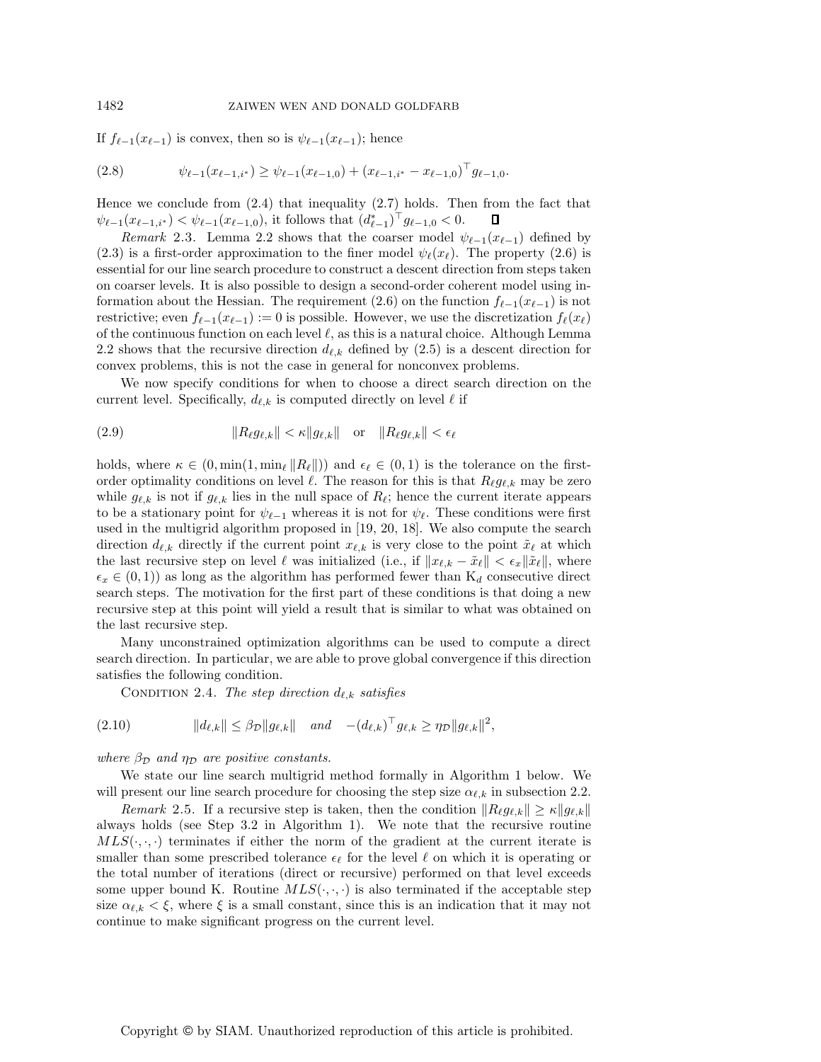If $f_{\ell-1}(x_{\ell-1})$ is convex, then so is $\psi_{\ell-1}(x_{\ell-1})$; hence

$$\psi_{\ell-1}(x_{\ell-1,i^*}) \geq \psi_{\ell-1}(x_{\ell-1,0}) + (x_{\ell-1,i^*} - x_{\ell-1,0})^\top g_{\ell-1,0}. \tag{2.8}$$

Hence we conclude from (2.4) that inequality (2.7) holds. Then from the fact that $\psi_{\ell-1}(x_{\ell-1,i^*}) < \psi_{\ell-1}(x_{\ell-1,0})$, it follows that $(d^*_{\ell-1})^\top g_{\ell-1,0} < 0$. ∎

*Remark* 2.3. Lemma 2.2 shows that the coarser model $\psi_{\ell-1}(x_{\ell-1})$ defined by (2.3) is a first-order approximation to the finer model $\psi_\ell(x_\ell)$. The property (2.6) is essential for our line search procedure to construct a descent direction from steps taken on coarser levels. It is also possible to design a second-order coherent model using information about the Hessian. The requirement (2.6) on the function $f_{\ell-1}(x_{\ell-1})$ is not restrictive; even $f_{\ell-1}(x_{\ell-1}) := 0$ is possible. However, we use the discretization $f_\ell(x_\ell)$ of the continuous function on each level $\ell$, as this is a natural choice. Although Lemma 2.2 shows that the recursive direction $d_{\ell,k}$ defined by (2.5) is a descent direction for convex problems, this is not the case in general for nonconvex problems.

We now specify conditions for when to choose a direct search direction on the current level. Specifically, $d_{\ell,k}$ is computed directly on level $\ell$ if

$$\|R_\ell g_{\ell,k}\| < \kappa \|g_{\ell,k}\| \quad \text{or} \quad \|R_\ell g_{\ell,k}\| < \epsilon_\ell \tag{2.9}$$

holds, where $\kappa \in (0, \min(1, \min_\ell \|R_\ell\|))$ and $\epsilon_\ell \in (0,1)$ is the tolerance on the first-order optimality conditions on level $\ell$. The reason for this is that $R_\ell g_{\ell,k}$ may be zero while $g_{\ell,k}$ is not if $g_{\ell,k}$ lies in the null space of $R_\ell$; hence the current iterate appears to be a stationary point for $\psi_{\ell-1}$ whereas it is not for $\psi_\ell$. These conditions were first used in the multigrid algorithm proposed in [19, 20, 18]. We also compute the search direction $d_{\ell,k}$ directly if the current point $x_{\ell,k}$ is very close to the point $\tilde{x}_\ell$ at which the last recursive step on level $\ell$ was initialized (i.e., if $\|x_{\ell,k} - \tilde{x}_\ell\| < \epsilon_x \|\tilde{x}_\ell\|$, where $\epsilon_x \in (0,1)$) as long as the algorithm has performed fewer than $\mathrm{K}_d$ consecutive direct search steps. The motivation for the first part of these conditions is that doing a new recursive step at this point will yield a result that is similar to what was obtained on the last recursive step.

Many unconstrained optimization algorithms can be used to compute a direct search direction. In particular, we are able to prove global convergence if this direction satisfies the following condition.

Condition 2.4. *The step direction $d_{\ell,k}$ satisfies*

$$\|d_{\ell,k}\| \leq \beta_{\mathcal{D}} \|g_{\ell,k}\| \quad \textit{and} \quad -(d_{\ell,k})^\top g_{\ell,k} \geq \eta_{\mathcal{D}} \|g_{\ell,k}\|^2, \tag{2.10}$$

*where $\beta_{\mathcal{D}}$ and $\eta_{\mathcal{D}}$ are positive constants.*

We state our line search multigrid method formally in Algorithm 1 below. We will present our line search procedure for choosing the step size $\alpha_{\ell,k}$ in subsection 2.2.

*Remark* 2.5. If a recursive step is taken, then the condition $\|R_\ell g_{\ell,k}\| \geq \kappa \|g_{\ell,k}\|$ always holds (see Step 3.2 in Algorithm 1). We note that the recursive routine $MLS(\cdot,\cdot,\cdot)$ terminates if either the norm of the gradient at the current iterate is smaller than some prescribed tolerance $\epsilon_\ell$ for the level $\ell$ on which it is operating or the total number of iterations (direct or recursive) performed on that level exceeds some upper bound K. Routine $MLS(\cdot,\cdot,\cdot)$ is also terminated if the acceptable step size $\alpha_{\ell,k} < \xi$, where $\xi$ is a small constant, since this is an indication that it may not continue to make significant progress on the current level.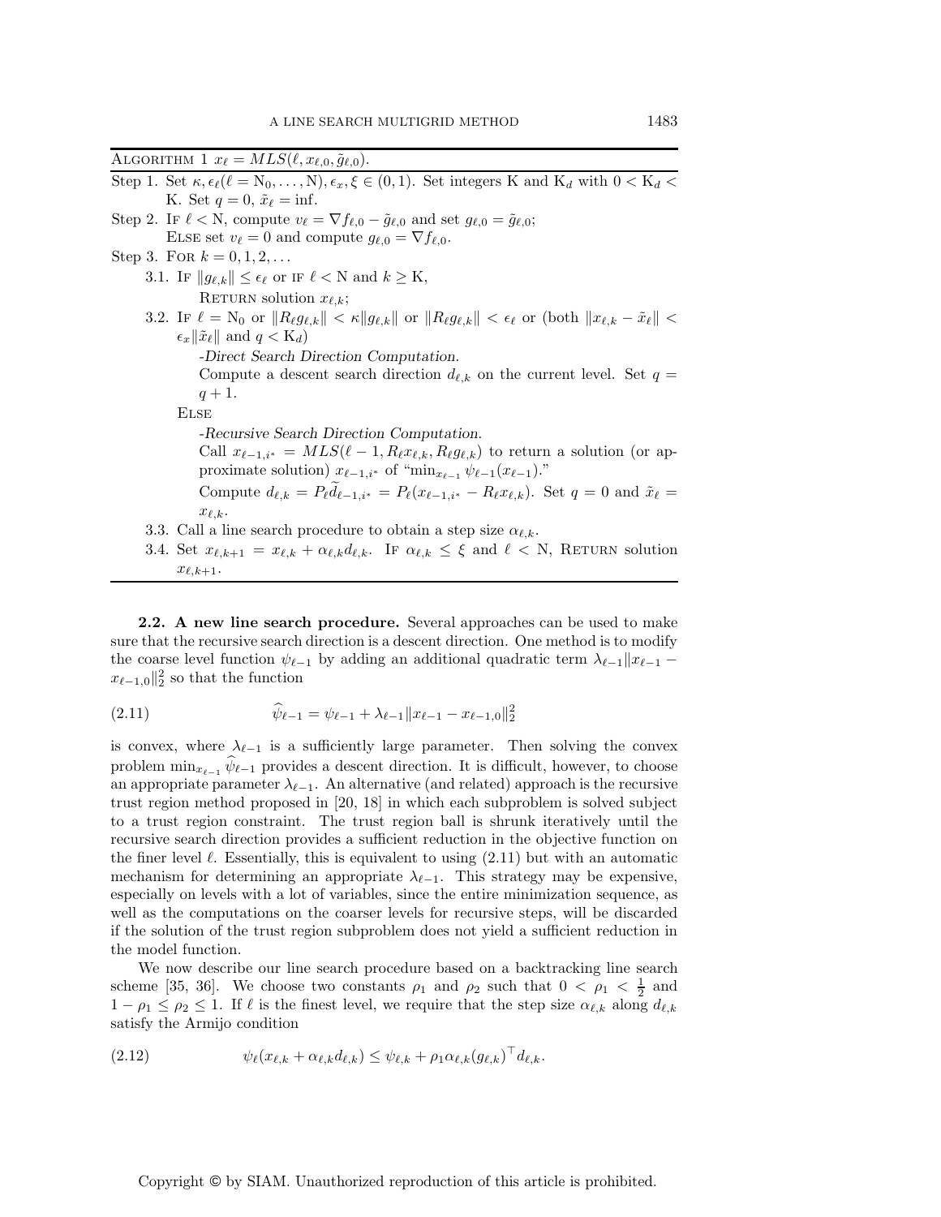**Algorithm 1** $x_\ell = MLS(\ell, x_{\ell,0}, \tilde{g}_{\ell,0})$.

Step 1. Set $\kappa, \epsilon_\ell(\ell = \mathrm{N}_0, \ldots, \mathrm{N}), \epsilon_x, \xi \in (0, 1)$. Set integers K and $\mathrm{K}_d$ with $0 < \mathrm{K}_d <$ K. Set $q = 0$, $\tilde{x}_\ell = \inf$.

Step 2. If $\ell < \mathrm{N}$, compute $v_\ell = \nabla f_{\ell,0} - \tilde{g}_{\ell,0}$ and set $g_{\ell,0} = \tilde{g}_{\ell,0}$;
Else set $v_\ell = 0$ and compute $g_{\ell,0} = \nabla f_{\ell,0}$.

Step 3. For $k = 0, 1, 2, \ldots$

3.1. If $\|g_{\ell,k}\| \leq \epsilon_\ell$ or if $\ell < \mathrm{N}$ and $k \geq \mathrm{K}$,
Return solution $x_{\ell,k}$;

3.2. If $\ell = \mathrm{N}_0$ or $\|R_\ell g_{\ell,k}\| < \kappa \|g_{\ell,k}\|$ or $\|R_\ell g_{\ell,k}\| < \epsilon_\ell$ or (both $\|x_{\ell,k} - \tilde{x}_\ell\| < \epsilon_x \|\tilde{x}_\ell\|$ and $q < \mathrm{K}_d$)

*-Direct Search Direction Computation.*
Compute a descent search direction $d_{\ell,k}$ on the current level. Set $q = q + 1$.

Else

*-Recursive Search Direction Computation.*
Call $x_{\ell-1,i^*} = MLS(\ell - 1, R_\ell x_{\ell,k}, R_\ell g_{\ell,k})$ to return a solution (or approximate solution) $x_{\ell-1,i^*}$ of "$\min_{x_{\ell-1}} \psi_{\ell-1}(x_{\ell-1})$."
Compute $d_{\ell,k} = P_\ell \widetilde{d}_{\ell-1,i^*} = P_\ell(x_{\ell-1,i^*} - R_\ell x_{\ell,k})$. Set $q = 0$ and $\tilde{x}_\ell = x_{\ell,k}$.

3.3. Call a line search procedure to obtain a step size $\alpha_{\ell,k}$.

3.4. Set $x_{\ell,k+1} = x_{\ell,k} + \alpha_{\ell,k} d_{\ell,k}$. If $\alpha_{\ell,k} \leq \xi$ and $\ell < \mathrm{N}$, Return solution $x_{\ell,k+1}$.

**2.2. A new line search procedure.** Several approaches can be used to make sure that the recursive search direction is a descent direction. One method is to modify the coarse level function $\psi_{\ell-1}$ by adding an additional quadratic term $\lambda_{\ell-1}\|x_{\ell-1} - x_{\ell-1,0}\|_2^2$ so that the function

$$\widehat{\psi}_{\ell-1} = \psi_{\ell-1} + \lambda_{\ell-1}\|x_{\ell-1} - x_{\ell-1,0}\|_2^2 \tag{2.11}$$

is convex, where $\lambda_{\ell-1}$ is a sufficiently large parameter. Then solving the convex problem $\min_{x_{\ell-1}} \widehat{\psi}_{\ell-1}$ provides a descent direction. It is difficult, however, to choose an appropriate parameter $\lambda_{\ell-1}$. An alternative (and related) approach is the recursive trust region method proposed in [20, 18] in which each subproblem is solved subject to a trust region constraint. The trust region ball is shrunk iteratively until the recursive search direction provides a sufficient reduction in the objective function on the finer level $\ell$. Essentially, this is equivalent to using (2.11) but with an automatic mechanism for determining an appropriate $\lambda_{\ell-1}$. This strategy may be expensive, especially on levels with a lot of variables, since the entire minimization sequence, as well as the computations on the coarser levels for recursive steps, will be discarded if the solution of the trust region subproblem does not yield a sufficient reduction in the model function.

We now describe our line search procedure based on a backtracking line search scheme [35, 36]. We choose two constants $\rho_1$ and $\rho_2$ such that $0 < \rho_1 < \frac{1}{2}$ and $1 - \rho_1 \leq \rho_2 \leq 1$. If $\ell$ is the finest level, we require that the step size $\alpha_{\ell,k}$ along $d_{\ell,k}$ satisfy the Armijo condition

$$\psi_\ell(x_{\ell,k} + \alpha_{\ell,k} d_{\ell,k}) \leq \psi_{\ell,k} + \rho_1 \alpha_{\ell,k} (g_{\ell,k})^\top d_{\ell,k}. \tag{2.12}$$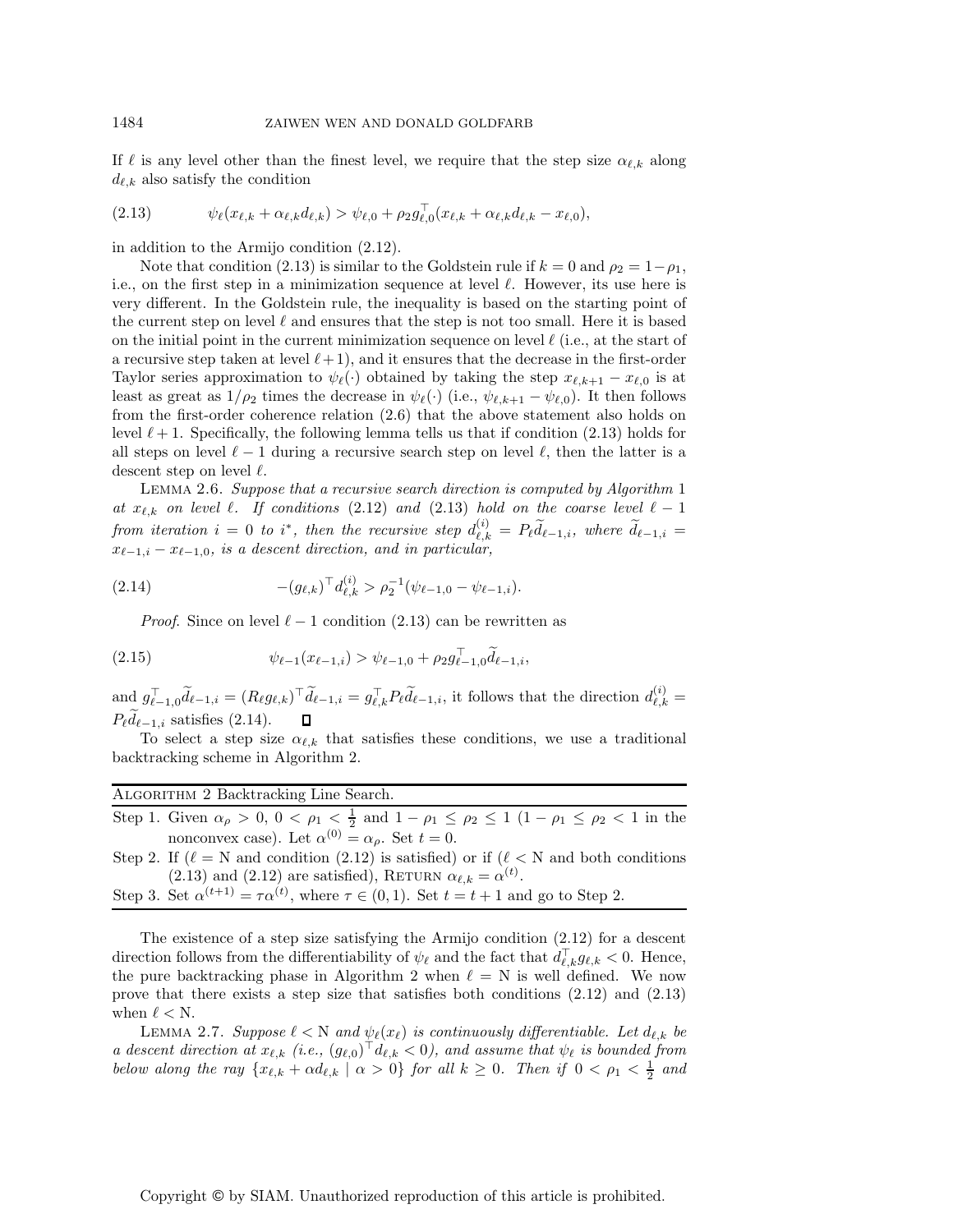If $\ell$ is any level other than the finest level, we require that the step size $\alpha_{\ell,k}$ along $d_{\ell,k}$ also satisfy the condition

$$\psi_\ell(x_{\ell,k} + \alpha_{\ell,k} d_{\ell,k}) > \psi_{\ell,0} + \rho_2 g_{\ell,0}^\top (x_{\ell,k} + \alpha_{\ell,k} d_{\ell,k} - x_{\ell,0}), \tag{2.13}$$

in addition to the Armijo condition (2.12).

Note that condition (2.13) is similar to the Goldstein rule if $k = 0$ and $\rho_2 = 1 - \rho_1$, i.e., on the first step in a minimization sequence at level $\ell$. However, its use here is very different. In the Goldstein rule, the inequality is based on the starting point of the current step on level $\ell$ and ensures that the step is not too small. Here it is based on the initial point in the current minimization sequence on level $\ell$ (i.e., at the start of a recursive step taken at level $\ell + 1$), and it ensures that the decrease in the first-order Taylor series approximation to $\psi_\ell(\cdot)$ obtained by taking the step $x_{\ell,k+1} - x_{\ell,0}$ is at least as great as $1/\rho_2$ times the decrease in $\psi_\ell(\cdot)$ (i.e., $\psi_{\ell,k+1} - \psi_{\ell,0}$). It then follows from the first-order coherence relation (2.6) that the above statement also holds on level $\ell + 1$. Specifically, the following lemma tells us that if condition (2.13) holds for all steps on level $\ell - 1$ during a recursive search step on level $\ell$, then the latter is a descent step on level $\ell$.

Lemma 2.6. *Suppose that a recursive search direction is computed by Algorithm 1 at $x_{\ell,k}$ on level $\ell$. If conditions (2.12) and (2.13) hold on the coarse level $\ell - 1$ from iteration $i = 0$ to $i^*$, then the recursive step $d_{\ell,k}^{(i)} = P_\ell \widetilde{d}_{\ell-1,i}$, where $\widetilde{d}_{\ell-1,i} = x_{\ell-1,i} - x_{\ell-1,0}$, is a descent direction, and in particular,*

$$-(g_{\ell,k})^\top d_{\ell,k}^{(i)} > \rho_2^{-1}(\psi_{\ell-1,0} - \psi_{\ell-1,i}). \tag{2.14}$$

*Proof.* Since on level $\ell - 1$ condition (2.13) can be rewritten as

$$\psi_{\ell-1}(x_{\ell-1,i}) > \psi_{\ell-1,0} + \rho_2 g_{\ell-1,0}^\top \widetilde{d}_{\ell-1,i}, \tag{2.15}$$

and $g_{\ell-1,0}^\top \widetilde{d}_{\ell-1,i} = (R_\ell g_{\ell,k})^\top \widetilde{d}_{\ell-1,i} = g_{\ell,k}^\top P_\ell \widetilde{d}_{\ell-1,i}$, it follows that the direction $d_{\ell,k}^{(i)} = P_\ell \widetilde{d}_{\ell-1,i}$ satisfies (2.14). ∎

To select a step size $\alpha_{\ell,k}$ that satisfies these conditions, we use a traditional backtracking scheme in Algorithm 2.

**Algorithm 2** Backtracking Line Search.

Step 1. Given $\alpha_\rho > 0$, $0 < \rho_1 < \frac{1}{2}$ and $1 - \rho_1 \leq \rho_2 \leq 1$ ($1 - \rho_1 \leq \rho_2 < 1$ in the nonconvex case). Let $\alpha^{(0)} = \alpha_\rho$. Set $t = 0$.

Step 2. If ($\ell = \mathrm{N}$ and condition (2.12) is satisfied) or if ($\ell < \mathrm{N}$ and both conditions (2.13) and (2.12) are satisfied), Return $\alpha_{\ell,k} = \alpha^{(t)}$.

Step 3. Set $\alpha^{(t+1)} = \tau \alpha^{(t)}$, where $\tau \in (0, 1)$. Set $t = t + 1$ and go to Step 2.

The existence of a step size satisfying the Armijo condition (2.12) for a descent direction follows from the differentiability of $\psi_\ell$ and the fact that $d_{\ell,k}^\top g_{\ell,k} < 0$. Hence, the pure backtracking phase in Algorithm 2 when $\ell = \mathrm{N}$ is well defined. We now prove that there exists a step size that satisfies both conditions (2.12) and (2.13) when $\ell < \mathrm{N}$.

Lemma 2.7. *Suppose $\ell < \mathrm{N}$ and $\psi_\ell(x_\ell)$ is continuously differentiable. Let $d_{\ell,k}$ be a descent direction at $x_{\ell,k}$ (i.e., $(g_{\ell,0})^\top d_{\ell,k} < 0$), and assume that $\psi_\ell$ is bounded from below along the ray $\{x_{\ell,k} + \alpha d_{\ell,k} \mid \alpha > 0\}$ for all $k \geq 0$. Then if $0 < \rho_1 < \frac{1}{2}$ and*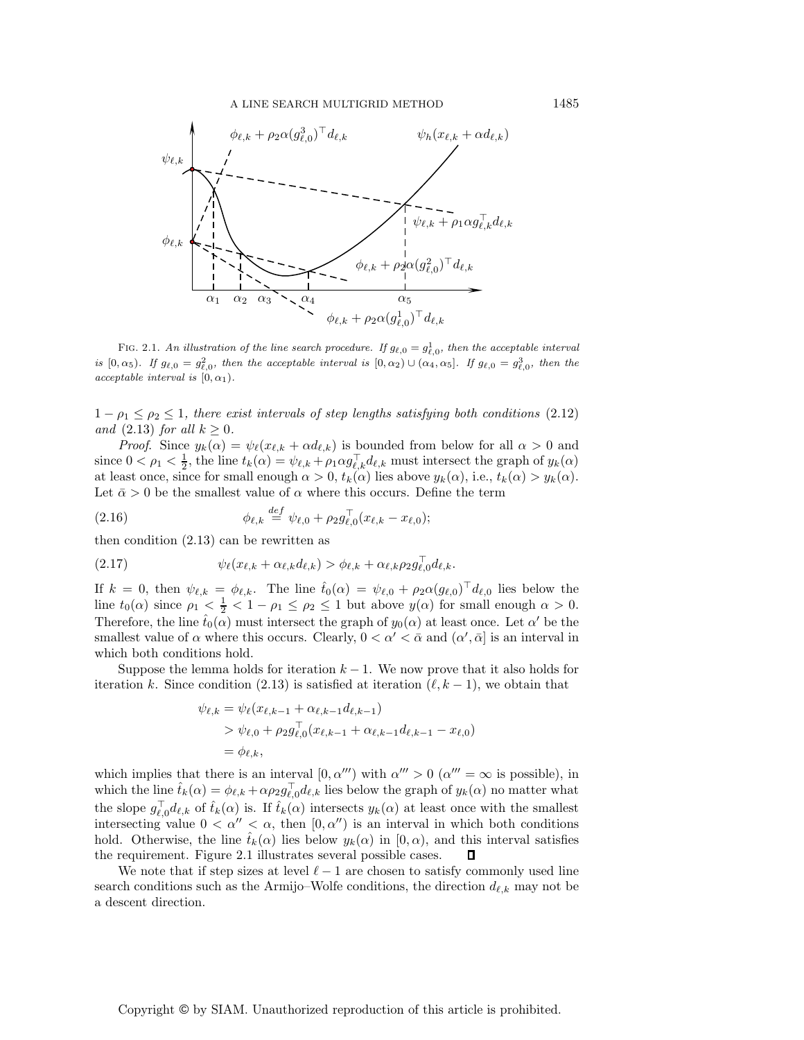FIG. 2.1. *An illustration of the line search procedure. If $g_{\ell,0} = g^1_{\ell,0}$, then the acceptable interval is $[0, \alpha_5)$. If $g_{\ell,0} = g^2_{\ell,0}$, then the acceptable interval is $[0, \alpha_2) \cup (\alpha_4, \alpha_5]$. If $g_{\ell,0} = g^3_{\ell,0}$, then the acceptable interval is $[0, \alpha_1)$.*

*$1 - \rho_1 \leq \rho_2 \leq 1$, there exist intervals of step lengths satisfying both conditions* (2.12) *and* (2.13) *for all $k \geq 0$.*

*Proof.* Since $y_k(\alpha) = \psi_\ell(x_{\ell,k} + \alpha d_{\ell,k})$ is bounded from below for all $\alpha > 0$ and since $0 < \rho_1 < \frac{1}{2}$, the line $t_k(\alpha) = \psi_{\ell,k} + \rho_1 \alpha g_{\ell,k}^\top d_{\ell,k}$ must intersect the graph of $y_k(\alpha)$ at least once, since for small enough $\alpha > 0$, $t_k(\alpha)$ lies above $y_k(\alpha)$, i.e., $t_k(\alpha) > y_k(\alpha)$. Let $\bar{\alpha} > 0$ be the smallest value of $\alpha$ where this occurs. Define the term

$$\phi_{\ell,k} \stackrel{def}{=} \psi_{\ell,0} + \rho_2 g_{\ell,0}^\top (x_{\ell,k} - x_{\ell,0}); \tag{2.16}$$

then condition (2.13) can be rewritten as

$$\psi_\ell(x_{\ell,k} + \alpha_{\ell,k} d_{\ell,k}) > \phi_{\ell,k} + \alpha_{\ell,k} \rho_2 g_{\ell,0}^\top d_{\ell,k}. \tag{2.17}$$

If $k = 0$, then $\psi_{\ell,k} = \phi_{\ell,k}$. The line $\hat{t}_0(\alpha) = \psi_{\ell,0} + \rho_2 \alpha (g_{\ell,0})^\top d_{\ell,0}$ lies below the line $t_0(\alpha)$ since $\rho_1 < \frac{1}{2} < 1 - \rho_1 \leq \rho_2 \leq 1$ but above $y(\alpha)$ for small enough $\alpha > 0$. Therefore, the line $\hat{t}_0(\alpha)$ must intersect the graph of $y_0(\alpha)$ at least once. Let $\alpha'$ be the smallest value of $\alpha$ where this occurs. Clearly, $0 < \alpha' < \bar{\alpha}$ and $(\alpha', \bar{\alpha}]$ is an interval in which both conditions hold.

Suppose the lemma holds for iteration $k-1$. We now prove that it also holds for iteration $k$. Since condition (2.13) is satisfied at iteration $(\ell, k-1)$, we obtain that

$$\begin{aligned}
\psi_{\ell,k} &= \psi_\ell(x_{\ell,k-1} + \alpha_{\ell,k-1} d_{\ell,k-1}) \\
&> \psi_{\ell,0} + \rho_2 g_{\ell,0}^\top (x_{\ell,k-1} + \alpha_{\ell,k-1} d_{\ell,k-1} - x_{\ell,0}) \\
&= \phi_{\ell,k},
\end{aligned}$$

which implies that there is an interval $[0, \alpha''')$ with $\alpha''' > 0$ ($\alpha''' = \infty$ is possible), in which the line $\hat{t}_k(\alpha) = \phi_{\ell,k} + \alpha \rho_2 g_{\ell,0}^\top d_{\ell,k}$ lies below the graph of $y_k(\alpha)$ no matter what the slope $g_{\ell,0}^\top d_{\ell,k}$ of $\hat{t}_k(\alpha)$ is. If $\hat{t}_k(\alpha)$ intersects $y_k(\alpha)$ at least once with the smallest intersecting value $0 < \alpha'' < \alpha$, then $[0, \alpha'')$ is an interval in which both conditions hold. Otherwise, the line $\hat{t}_k(\alpha)$ lies below $y_k(\alpha)$ in $[0, \alpha)$, and this interval satisfies the requirement. Figure 2.1 illustrates several possible cases. ∎

We note that if step sizes at level $\ell - 1$ are chosen to satisfy commonly used line search conditions such as the Armijo–Wolfe conditions, the direction $d_{\ell,k}$ may not be a descent direction.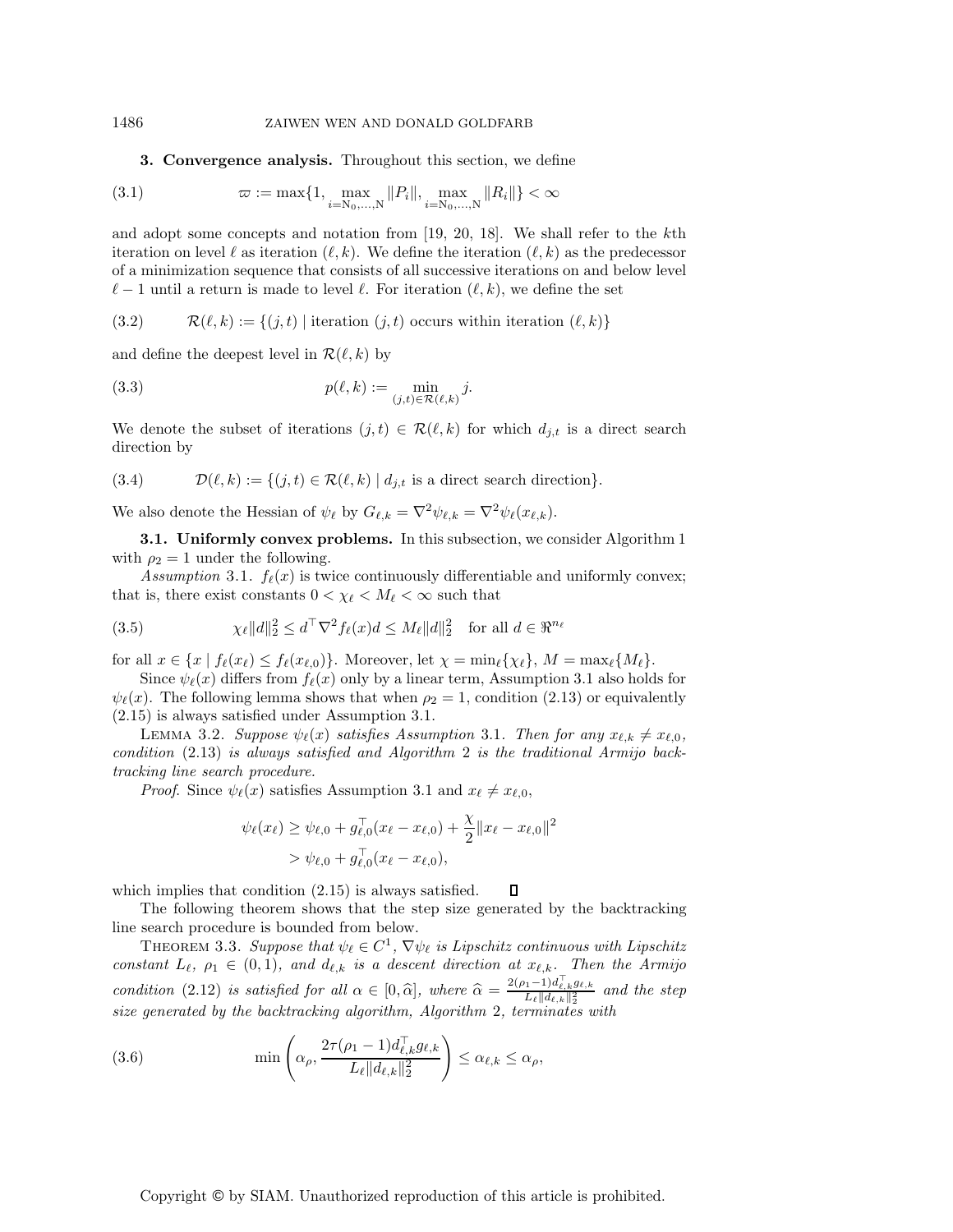**3. Convergence analysis.** Throughout this section, we define

$$\varpi := \max\{1, \max_{i=\mathrm{N}_0,\ldots,\mathrm{N}} \|P_i\|, \max_{i=\mathrm{N}_0,\ldots,\mathrm{N}} \|R_i\|\} < \infty \tag{3.1}$$

and adopt some concepts and notation from [19, 20, 18]. We shall refer to the $k$th iteration on level $\ell$ as iteration $(\ell, k)$. We define the iteration $(\ell, k)$ as the predecessor of a minimization sequence that consists of all successive iterations on and below level $\ell - 1$ until a return is made to level $\ell$. For iteration $(\ell, k)$, we define the set

$$\mathcal{R}(\ell, k) := \{(j, t) \mid \text{iteration } (j, t) \text{ occurs within iteration } (\ell, k)\} \tag{3.2}$$

and define the deepest level in $\mathcal{R}(\ell, k)$ by

$$p(\ell, k) := \min_{(j,t)\in\mathcal{R}(\ell,k)} j. \tag{3.3}$$

We denote the subset of iterations $(j, t) \in \mathcal{R}(\ell, k)$ for which $d_{j,t}$ is a direct search direction by

$$\mathcal{D}(\ell, k) := \{(j, t) \in \mathcal{R}(\ell, k) \mid d_{j,t} \text{ is a direct search direction}\}. \tag{3.4}$$

We also denote the Hessian of $\psi_\ell$ by $G_{\ell,k} = \nabla^2\psi_{\ell,k} = \nabla^2\psi_\ell(x_{\ell,k})$.

**3.1. Uniformly convex problems.** In this subsection, we consider Algorithm 1 with $\rho_2 = 1$ under the following.

*Assumption* 3.1. $f_\ell(x)$ is twice continuously differentiable and uniformly convex; that is, there exist constants $0 < \chi_\ell < M_\ell < \infty$ such that

$$\chi_\ell\|d\|_2^2 \le d^\top \nabla^2 f_\ell(x) d \le M_\ell\|d\|_2^2 \quad \text{for all } d \in \Re^{n_\ell} \tag{3.5}$$

for all $x \in \{x \mid f_\ell(x_\ell) \le f_\ell(x_{\ell,0})\}$. Moreover, let $\chi = \min_\ell\{\chi_\ell\}$, $M = \max_\ell\{M_\ell\}$.

Since $\psi_\ell(x)$ differs from $f_\ell(x)$ only by a linear term, Assumption 3.1 also holds for $\psi_\ell(x)$. The following lemma shows that when $\rho_2 = 1$, condition (2.13) or equivalently (2.15) is always satisfied under Assumption 3.1.

LEMMA 3.2. *Suppose $\psi_\ell(x)$ satisfies Assumption* 3.1. *Then for any $x_{\ell,k} \neq x_{\ell,0}$, condition* (2.13) *is always satisfied and Algorithm* 2 *is the traditional Armijo backtracking line search procedure.*

*Proof.* Since $\psi_\ell(x)$ satisfies Assumption 3.1 and $x_\ell \neq x_{\ell,0}$,

$$\begin{aligned}\psi_\ell(x_\ell) &\ge \psi_{\ell,0} + g_{\ell,0}^\top(x_\ell - x_{\ell,0}) + \frac{\chi}{2}\|x_\ell - x_{\ell,0}\|^2 \\ &> \psi_{\ell,0} + g_{\ell,0}^\top(x_\ell - x_{\ell,0}),\end{aligned}$$

which implies that condition (2.15) is always satisfied. ∎

The following theorem shows that the step size generated by the backtracking line search procedure is bounded from below.

THEOREM 3.3. *Suppose that $\psi_\ell \in C^1$, $\nabla\psi_\ell$ is Lipschitz continuous with Lipschitz constant $L_\ell$, $\rho_1 \in (0, 1)$, and $d_{\ell,k}$ is a descent direction at $x_{\ell,k}$. Then the Armijo condition* (2.12) *is satisfied for all $\alpha \in [0, \widehat{\alpha}]$, where $\widehat{\alpha} = \frac{2(\rho_1-1)d_{\ell,k}^\top g_{\ell,k}}{L_\ell\|d_{\ell,k}\|_2^2}$ and the step size generated by the backtracking algorithm, Algorithm* 2, *terminates with*

$$\min\left(\alpha_\rho, \frac{2\tau(\rho_1 - 1)d_{\ell,k}^\top g_{\ell,k}}{L_\ell\|d_{\ell,k}\|_2^2}\right) \le \alpha_{\ell,k} \le \alpha_\rho, \tag{3.6}$$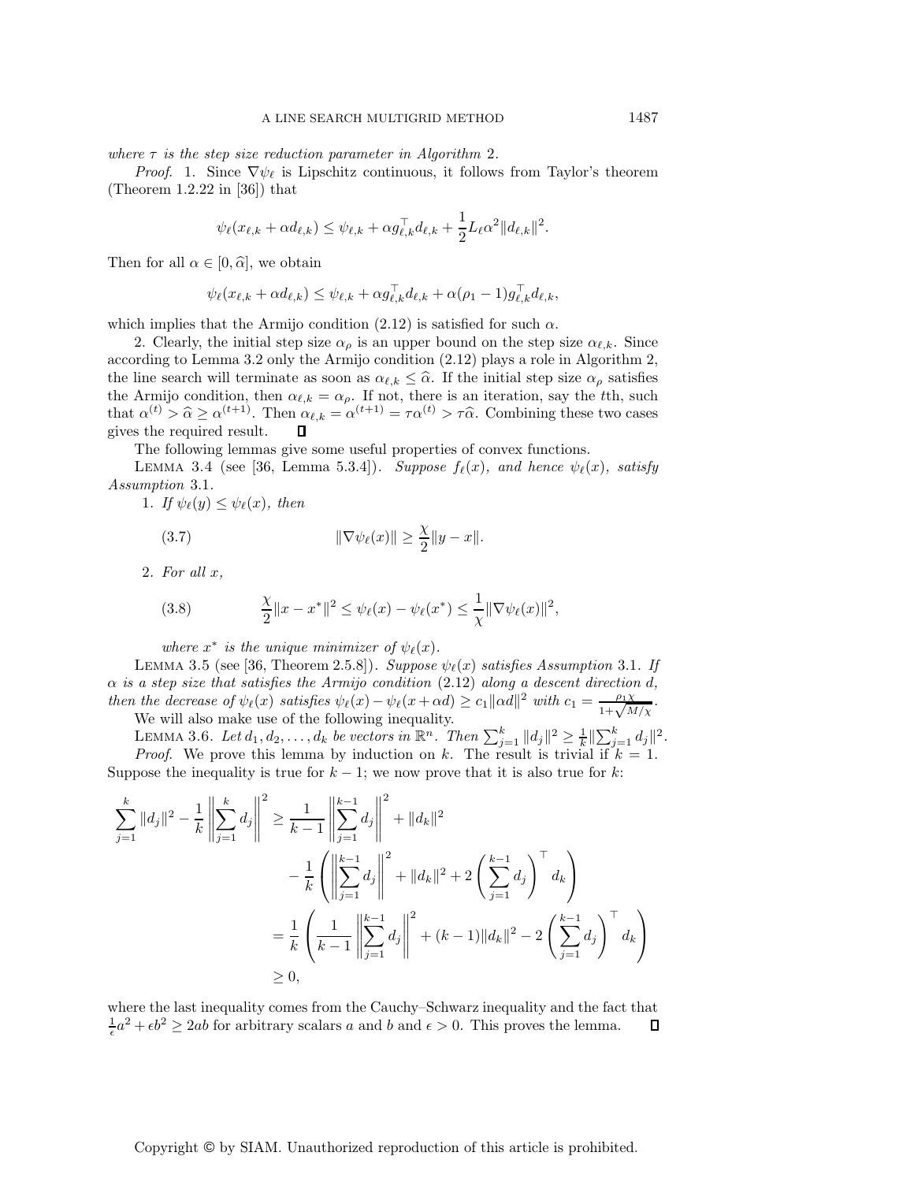where $\tau$ is the step size reduction parameter in Algorithm 2.

*Proof.* 1. Since $\nabla\psi_\ell$ is Lipschitz continuous, it follows from Taylor's theorem (Theorem 1.2.22 in [36]) that

$$\psi_\ell(x_{\ell,k} + \alpha d_{\ell,k}) \le \psi_{\ell,k} + \alpha g_{\ell,k}^\top d_{\ell,k} + \frac{1}{2} L_\ell \alpha^2 \|d_{\ell,k}\|^2.$$

Then for all $\alpha \in [0, \widehat{\alpha}]$, we obtain

$$\psi_\ell(x_{\ell,k} + \alpha d_{\ell,k}) \le \psi_{\ell,k} + \alpha g_{\ell,k}^\top d_{\ell,k} + \alpha(\rho_1 - 1) g_{\ell,k}^\top d_{\ell,k},$$

which implies that the Armijo condition (2.12) is satisfied for such $\alpha$.

2. Clearly, the initial step size $\alpha_\rho$ is an upper bound on the step size $\alpha_{\ell,k}$. Since according to Lemma 3.2 only the Armijo condition (2.12) plays a role in Algorithm 2, the line search will terminate as soon as $\alpha_{\ell,k} \le \widehat{\alpha}$. If the initial step size $\alpha_\rho$ satisfies the Armijo condition, then $\alpha_{\ell,k} = \alpha_\rho$. If not, there is an iteration, say the $t$th, such that $\alpha^{(t)} > \widehat{\alpha} \ge \alpha^{(t+1)}$. Then $\alpha_{\ell,k} = \alpha^{(t+1)} = \tau\alpha^{(t)} > \tau\widehat{\alpha}$. Combining these two cases gives the required result. ∎

The following lemmas give some useful properties of convex functions.

Lemma 3.4 (see [36, Lemma 5.3.4]). *Suppose $f_\ell(x)$, and hence $\psi_\ell(x)$, satisfy Assumption 3.1.*

1. *If $\psi_\ell(y) \le \psi_\ell(x)$, then*

$$\|\nabla\psi_\ell(x)\| \ge \frac{\chi}{2}\|y - x\|. \tag{3.7}$$

2. *For all $x$,*

$$\frac{\chi}{2}\|x - x^*\|^2 \le \psi_\ell(x) - \psi_\ell(x^*) \le \frac{1}{\chi}\|\nabla\psi_\ell(x)\|^2, \tag{3.8}$$

*where $x^*$ is the unique minimizer of $\psi_\ell(x)$.*

Lemma 3.5 (see [36, Theorem 2.5.8]). *Suppose $\psi_\ell(x)$ satisfies Assumption 3.1. If $\alpha$ is a step size that satisfies the Armijo condition (2.12) along a descent direction $d$, then the decrease of $\psi_\ell(x)$ satisfies $\psi_\ell(x) - \psi_\ell(x + \alpha d) \ge c_1\|\alpha d\|^2$ with $c_1 = \frac{\rho_1\chi}{1+\sqrt{M/\chi}}$.*

We will also make use of the following inequality.

Lemma 3.6. *Let $d_1, d_2, \ldots, d_k$ be vectors in $\mathbb{R}^n$. Then $\sum_{j=1}^k \|d_j\|^2 \ge \frac{1}{k}\|\sum_{j=1}^k d_j\|^2$.*

*Proof.* We prove this lemma by induction on $k$. The result is trivial if $k = 1$. Suppose the inequality is true for $k - 1$; we now prove that it is also true for $k$:

$$\begin{aligned}
\sum_{j=1}^k \|d_j\|^2 - \frac{1}{k}\left\|\sum_{j=1}^k d_j\right\|^2 &\ge \frac{1}{k-1}\left\|\sum_{j=1}^{k-1} d_j\right\|^2 + \|d_k\|^2 \\
&\quad - \frac{1}{k}\left(\left\|\sum_{j=1}^{k-1} d_j\right\|^2 + \|d_k\|^2 + 2\left(\sum_{j=1}^{k-1} d_j\right)^\top d_k\right) \\
&= \frac{1}{k}\left(\frac{1}{k-1}\left\|\sum_{j=1}^{k-1} d_j\right\|^2 + (k-1)\|d_k\|^2 - 2\left(\sum_{j=1}^{k-1} d_j\right)^\top d_k\right) \\
&\ge 0,
\end{aligned}$$

where the last inequality comes from the Cauchy–Schwarz inequality and the fact that $\frac{1}{\epsilon}a^2 + \epsilon b^2 \ge 2ab$ for arbitrary scalars $a$ and $b$ and $\epsilon > 0$. This proves the lemma. ∎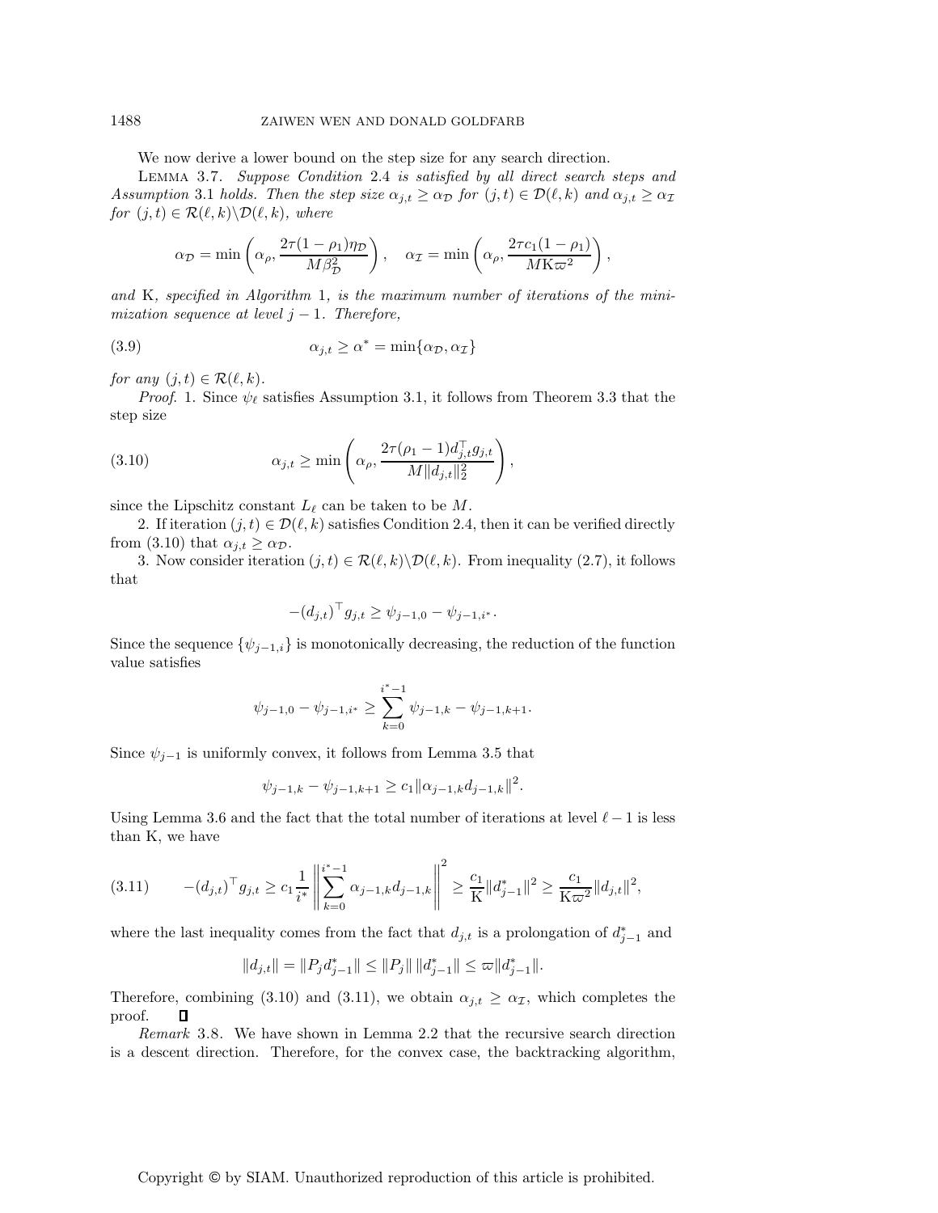We now derive a lower bound on the step size for any search direction.

Lemma 3.7. *Suppose Condition* 2.4 *is satisfied by all direct search steps and Assumption* 3.1 *holds. Then the step size $\alpha_{j,t} \geq \alpha_{\mathcal{D}}$ for $(j,t) \in \mathcal{D}(\ell,k)$ and $\alpha_{j,t} \geq \alpha_{\mathcal{I}}$ for $(j,t) \in \mathcal{R}(\ell,k)\backslash\mathcal{D}(\ell,k)$, where*

$$\alpha_{\mathcal{D}} = \min\left(\alpha_\rho, \frac{2\tau(1-\rho_1)\eta_{\mathcal{D}}}{M\beta_{\mathcal{D}}^2}\right), \quad \alpha_{\mathcal{I}} = \min\left(\alpha_\rho, \frac{2\tau c_1(1-\rho_1)}{M\mathrm{K}\varpi^2}\right),$$

*and* K*, specified in Algorithm* 1*, is the maximum number of iterations of the minimization sequence at level $j-1$. Therefore,*

$$\alpha_{j,t} \geq \alpha^* = \min\{\alpha_{\mathcal{D}}, \alpha_{\mathcal{I}}\} \tag{3.9}$$

*for any $(j,t) \in \mathcal{R}(\ell,k)$.*

*Proof.* 1. Since $\psi_\ell$ satisfies Assumption 3.1, it follows from Theorem 3.3 that the step size

$$\alpha_{j,t} \geq \min\left(\alpha_\rho, \frac{2\tau(\rho_1-1)d_{j,t}^\top g_{j,t}}{M\|d_{j,t}\|_2^2}\right), \tag{3.10}$$

since the Lipschitz constant $L_\ell$ can be taken to be $M$.

2. If iteration $(j,t) \in \mathcal{D}(\ell,k)$ satisfies Condition 2.4, then it can be verified directly from (3.10) that $\alpha_{j,t} \geq \alpha_{\mathcal{D}}$.

3. Now consider iteration $(j,t) \in \mathcal{R}(\ell,k)\backslash\mathcal{D}(\ell,k)$. From inequality (2.7), it follows that

$$-(d_{j,t})^\top g_{j,t} \geq \psi_{j-1,0} - \psi_{j-1,i^*}.$$

Since the sequence $\{\psi_{j-1,i}\}$ is monotonically decreasing, the reduction of the function value satisfies

$$\psi_{j-1,0} - \psi_{j-1,i^*} \geq \sum_{k=0}^{i^*-1} \psi_{j-1,k} - \psi_{j-1,k+1}.$$

Since $\psi_{j-1}$ is uniformly convex, it follows from Lemma 3.5 that

$$\psi_{j-1,k} - \psi_{j-1,k+1} \geq c_1\|\alpha_{j-1,k}d_{j-1,k}\|^2.$$

Using Lemma 3.6 and the fact that the total number of iterations at level $\ell-1$ is less than K, we have

$$-(d_{j,t})^\top g_{j,t} \geq c_1\frac{1}{i^*}\left\|\sum_{k=0}^{i^*-1}\alpha_{j-1,k}d_{j-1,k}\right\|^2 \geq \frac{c_1}{\mathrm{K}}\|d_{j-1}^*\|^2 \geq \frac{c_1}{\mathrm{K}\varpi^2}\|d_{j,t}\|^2, \tag{3.11}$$

where the last inequality comes from the fact that $d_{j,t}$ is a prolongation of $d_{j-1}^*$ and

$$\|d_{j,t}\| = \|P_j d_{j-1}^*\| \leq \|P_j\|\,\|d_{j-1}^*\| \leq \varpi\|d_{j-1}^*\|.$$

Therefore, combining (3.10) and (3.11), we obtain $\alpha_{j,t} \geq \alpha_{\mathcal{I}}$, which completes the proof. ∎

*Remark* 3.8. We have shown in Lemma 2.2 that the recursive search direction is a descent direction. Therefore, for the convex case, the backtracking algorithm,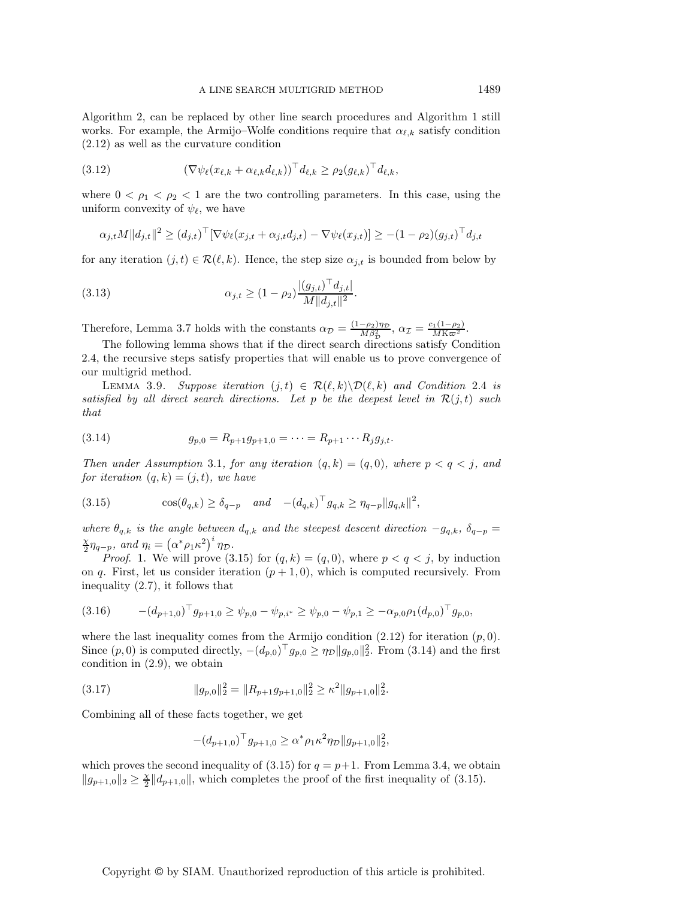Algorithm 2, can be replaced by other line search procedures and Algorithm 1 still works. For example, the Armijo–Wolfe conditions require that $\alpha_{\ell,k}$ satisfy condition (2.12) as well as the curvature condition

$$(\nabla\psi_\ell(x_{\ell,k} + \alpha_{\ell,k}d_{\ell,k}))^\top d_{\ell,k} \geq \rho_2(g_{\ell,k})^\top d_{\ell,k}, \tag{3.12}$$

where $0 < \rho_1 < \rho_2 < 1$ are the two controlling parameters. In this case, using the uniform convexity of $\psi_\ell$, we have

$$\alpha_{j,t}M\|d_{j,t}\|^2 \geq (d_{j,t})^\top[\nabla\psi_\ell(x_{j,t} + \alpha_{j,t}d_{j,t}) - \nabla\psi_\ell(x_{j,t})] \geq -(1-\rho_2)(g_{j,t})^\top d_{j,t}$$

for any iteration $(j,t) \in \mathcal{R}(\ell,k)$. Hence, the step size $\alpha_{j,t}$ is bounded from below by

$$\alpha_{j,t} \geq (1-\rho_2)\frac{|(g_{j,t})^\top d_{j,t}|}{M\|d_{j,t}\|^2}. \tag{3.13}$$

Therefore, Lemma 3.7 holds with the constants $\alpha_{\mathcal{D}} = \frac{(1-\rho_2)\eta_{\mathcal{D}}}{M\beta_{\mathcal{D}}^2}$, $\alpha_{\mathcal{I}} = \frac{c_1(1-\rho_2)}{M\mathrm{K}\varpi^2}$.

The following lemma shows that if the direct search directions satisfy Condition 2.4, the recursive steps satisfy properties that will enable us to prove convergence of our multigrid method.

Lemma 3.9. *Suppose iteration $(j,t) \in \mathcal{R}(\ell,k)\backslash\mathcal{D}(\ell,k)$ and Condition 2.4 is satisfied by all direct search directions. Let $p$ be the deepest level in $\mathcal{R}(j,t)$ such that*

$$g_{p,0} = R_{p+1}g_{p+1,0} = \cdots = R_{p+1}\cdots R_j g_{j,t}. \tag{3.14}$$

*Then under Assumption 3.1, for any iteration $(q,k) = (q,0)$, where $p < q < j$, and for iteration $(q,k) = (j,t)$, we have*

$$\cos(\theta_{q,k}) \geq \delta_{q-p} \quad \text{and} \quad -(d_{q,k})^\top g_{q,k} \geq \eta_{q-p}\|g_{q,k}\|^2, \tag{3.15}$$

*where $\theta_{q,k}$ is the angle between $d_{q,k}$ and the steepest descent direction $-g_{q,k}$, $\delta_{q-p} = \frac{\chi}{2}\eta_{q-p}$, and $\eta_i = \left(\alpha^*\rho_1\kappa^2\right)^i\eta_{\mathcal{D}}$.*

*Proof.* 1. We will prove (3.15) for $(q,k) = (q,0)$, where $p < q < j$, by induction on $q$. First, let us consider iteration $(p+1,0)$, which is computed recursively. From inequality (2.7), it follows that

$$-(d_{p+1,0})^\top g_{p+1,0} \geq \psi_{p,0} - \psi_{p,i^*} \geq \psi_{p,0} - \psi_{p,1} \geq -\alpha_{p,0}\rho_1(d_{p,0})^\top g_{p,0}, \tag{3.16}$$

where the last inequality comes from the Armijo condition (2.12) for iteration $(p,0)$. Since $(p,0)$ is computed directly, $-(d_{p,0})^\top g_{p,0} \geq \eta_{\mathcal{D}}\|g_{p,0}\|_2^2$. From (3.14) and the first condition in (2.9), we obtain

$$\|g_{p,0}\|_2^2 = \|R_{p+1}g_{p+1,0}\|_2^2 \geq \kappa^2\|g_{p+1,0}\|_2^2. \tag{3.17}$$

Combining all of these facts together, we get

$$-(d_{p+1,0})^\top g_{p+1,0} \geq \alpha^*\rho_1\kappa^2\eta_{\mathcal{D}}\|g_{p+1,0}\|_2^2,$$

which proves the second inequality of (3.15) for $q = p+1$. From Lemma 3.4, we obtain $\|g_{p+1,0}\|_2 \geq \frac{\chi}{2}\|d_{p+1,0}\|$, which completes the proof of the first inequality of (3.15).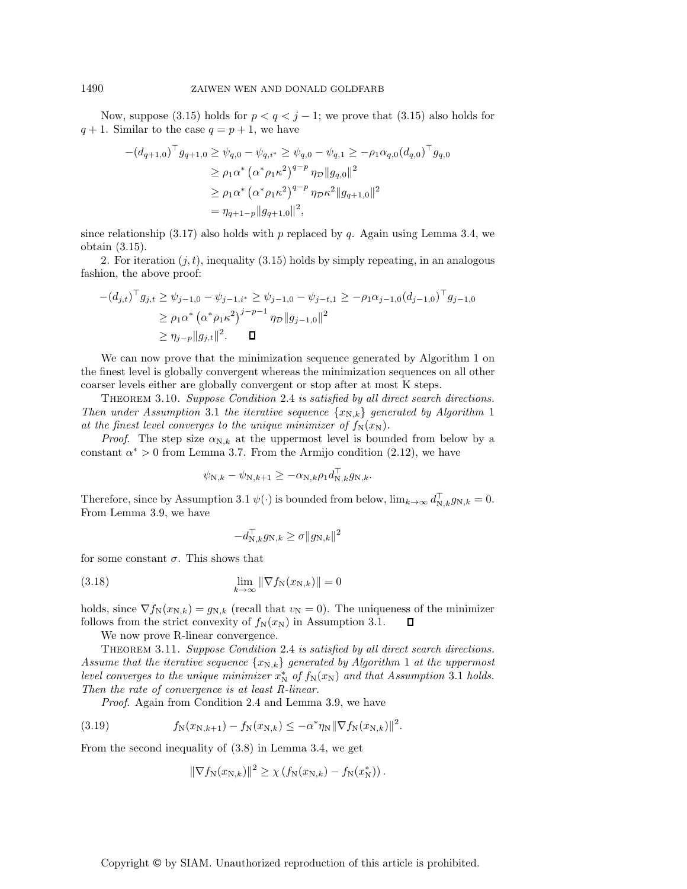Now, suppose (3.15) holds for $p < q < j-1$; we prove that (3.15) also holds for $q+1$. Similar to the case $q = p+1$, we have

$$
\begin{aligned}
-(d_{q+1,0})^\top g_{q+1,0} &\geq \psi_{q,0} - \psi_{q,i^*} \geq \psi_{q,0} - \psi_{q,1} \geq -\rho_1 \alpha_{q,0} (d_{q,0})^\top g_{q,0} \\
&\geq \rho_1 \alpha^* \left(\alpha^* \rho_1 \kappa^2\right)^{q-p} \eta_{\mathcal{D}} \|g_{q,0}\|^2 \\
&\geq \rho_1 \alpha^* \left(\alpha^* \rho_1 \kappa^2\right)^{q-p} \eta_{\mathcal{D}} \kappa^2 \|g_{q+1,0}\|^2 \\
&= \eta_{q+1-p} \|g_{q+1,0}\|^2,
\end{aligned}
$$

since relationship (3.17) also holds with $p$ replaced by $q$. Again using Lemma 3.4, we obtain (3.15).

2. For iteration $(j,t)$, inequality (3.15) holds by simply repeating, in an analogous fashion, the above proof:

$$
\begin{aligned}
-(d_{j,t})^\top g_{j,t} &\geq \psi_{j-1,0} - \psi_{j-1,i^*} \geq \psi_{j-1,0} - \psi_{j-t,1} \geq -\rho_1 \alpha_{j-1,0} (d_{j-1,0})^\top g_{j-1,0} \\
&\geq \rho_1 \alpha^* \left(\alpha^* \rho_1 \kappa^2\right)^{j-p-1} \eta_{\mathcal{D}} \|g_{j-1,0}\|^2 \\
&\geq \eta_{j-p} \|g_{j,t}\|^2. \qquad \square
\end{aligned}
$$

We can now prove that the minimization sequence generated by Algorithm 1 on the finest level is globally convergent whereas the minimization sequences on all other coarser levels either are globally convergent or stop after at most K steps.

**Theorem 3.10.** *Suppose Condition* 2.4 *is satisfied by all direct search directions. Then under Assumption* 3.1 *the iterative sequence* $\{x_{\mathrm{N},k}\}$ *generated by Algorithm* 1 *at the finest level converges to the unique minimizer of* $f_{\mathrm{N}}(x_{\mathrm{N}})$.

*Proof.* The step size $\alpha_{\mathrm{N},k}$ at the uppermost level is bounded from below by a constant $\alpha^* > 0$ from Lemma 3.7. From the Armijo condition (2.12), we have

$$
\psi_{\mathrm{N},k} - \psi_{\mathrm{N},k+1} \geq -\alpha_{\mathrm{N},k} \rho_1 d_{\mathrm{N},k}^\top g_{\mathrm{N},k}.
$$

Therefore, since by Assumption 3.1 $\psi(\cdot)$ is bounded from below, $\lim_{k\to\infty} d_{\mathrm{N},k}^\top g_{\mathrm{N},k} = 0$. From Lemma 3.9, we have

$$
-d_{\mathrm{N},k}^\top g_{\mathrm{N},k} \geq \sigma \|g_{\mathrm{N},k}\|^2
$$

for some constant $\sigma$. This shows that

$$
\lim_{k\to\infty} \|\nabla f_{\mathrm{N}}(x_{\mathrm{N},k})\| = 0 \tag{3.18}
$$

holds, since $\nabla f_{\mathrm{N}}(x_{\mathrm{N},k}) = g_{\mathrm{N},k}$ (recall that $v_{\mathrm{N}} = 0$). The uniqueness of the minimizer follows from the strict convexity of $f_{\mathrm{N}}(x_{\mathrm{N}})$ in Assumption 3.1. $\square$

We now prove R-linear convergence.

**Theorem 3.11.** *Suppose Condition* 2.4 *is satisfied by all direct search directions. Assume that the iterative sequence* $\{x_{\mathrm{N},k}\}$ *generated by Algorithm* 1 *at the uppermost level converges to the unique minimizer* $x_{\mathrm{N}}^*$ *of* $f_{\mathrm{N}}(x_{\mathrm{N}})$ *and that Assumption* 3.1 *holds. Then the rate of convergence is at least R-linear.*

*Proof.* Again from Condition 2.4 and Lemma 3.9, we have

$$
f_{\mathrm{N}}(x_{\mathrm{N},k+1}) - f_{\mathrm{N}}(x_{\mathrm{N},k}) \leq -\alpha^* \eta_{\mathrm{N}} \|\nabla f_{\mathrm{N}}(x_{\mathrm{N},k})\|^2. \tag{3.19}
$$

From the second inequality of (3.8) in Lemma 3.4, we get

$$
\|\nabla f_{\mathrm{N}}(x_{\mathrm{N},k})\|^2 \geq \chi \left(f_{\mathrm{N}}(x_{\mathrm{N},k}) - f_{\mathrm{N}}(x_{\mathrm{N}}^*)\right).
$$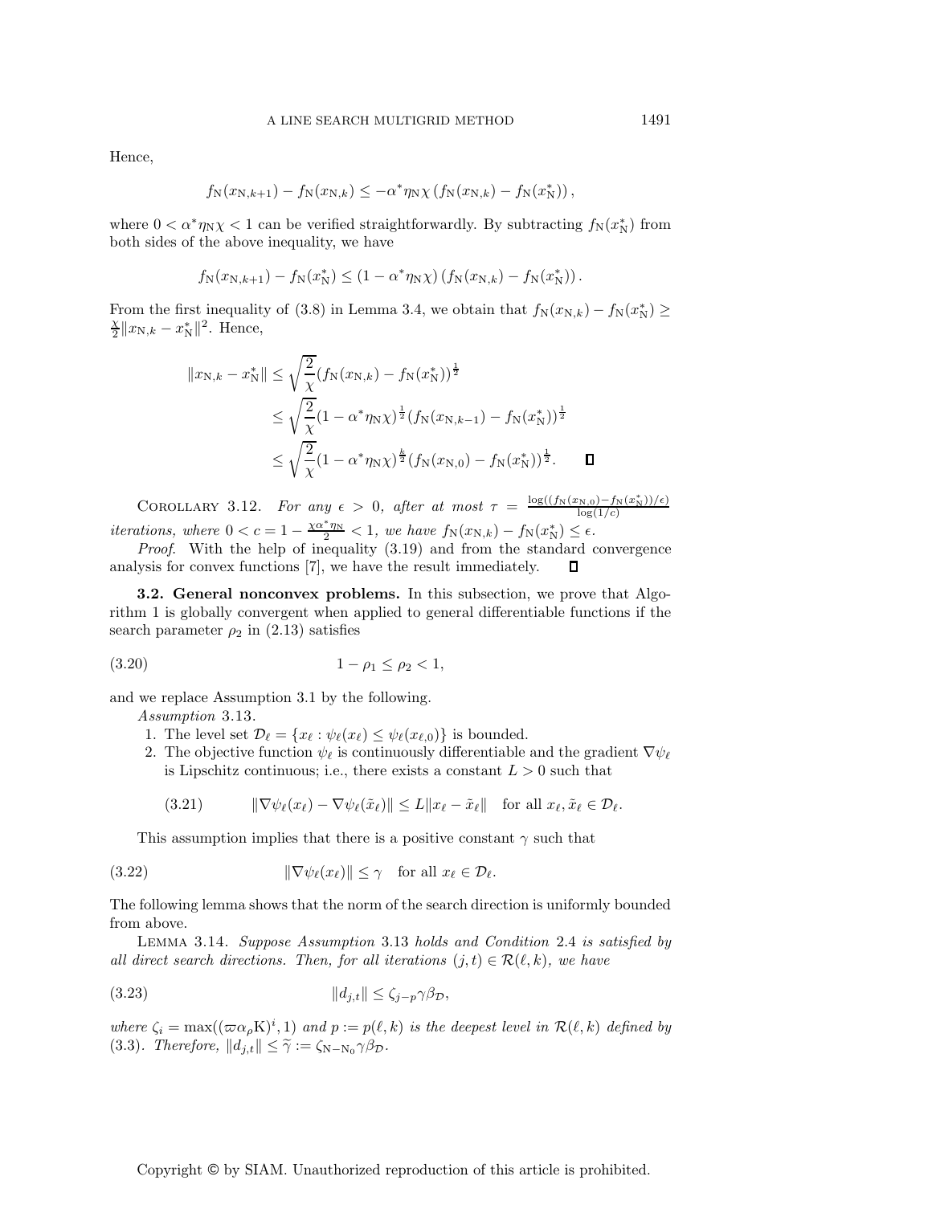Hence,

$$f_{\mathrm{N}}(x_{\mathrm{N},k+1}) - f_{\mathrm{N}}(x_{\mathrm{N},k}) \leq -\alpha^* \eta_{\mathrm{N}} \chi \left( f_{\mathrm{N}}(x_{\mathrm{N},k}) - f_{\mathrm{N}}(x^*_{\mathrm{N}}) \right),$$

where $0 < \alpha^* \eta_{\mathrm{N}} \chi < 1$ can be verified straightforwardly. By subtracting $f_{\mathrm{N}}(x^*_{\mathrm{N}})$ from both sides of the above inequality, we have

$$f_{\mathrm{N}}(x_{\mathrm{N},k+1}) - f_{\mathrm{N}}(x^*_{\mathrm{N}}) \leq (1 - \alpha^* \eta_{\mathrm{N}} \chi) \left( f_{\mathrm{N}}(x_{\mathrm{N},k}) - f_{\mathrm{N}}(x^*_{\mathrm{N}}) \right).$$

From the first inequality of (3.8) in Lemma 3.4, we obtain that $f_{\mathrm{N}}(x_{\mathrm{N},k}) - f_{\mathrm{N}}(x^*_{\mathrm{N}}) \geq \frac{\chi}{2} \|x_{\mathrm{N},k} - x^*_{\mathrm{N}}\|^2$. Hence,

$$\begin{aligned}
\|x_{\mathrm{N},k} - x^*_{\mathrm{N}}\| &\leq \sqrt{\frac{2}{\chi}} (f_{\mathrm{N}}(x_{\mathrm{N},k}) - f_{\mathrm{N}}(x^*_{\mathrm{N}}))^{\frac{1}{2}} \\
&\leq \sqrt{\frac{2}{\chi}} (1 - \alpha^* \eta_{\mathrm{N}} \chi)^{\frac{1}{2}} (f_{\mathrm{N}}(x_{\mathrm{N},k-1}) - f_{\mathrm{N}}(x^*_{\mathrm{N}}))^{\frac{1}{2}} \\
&\leq \sqrt{\frac{2}{\chi}} (1 - \alpha^* \eta_{\mathrm{N}} \chi)^{\frac{k}{2}} (f_{\mathrm{N}}(x_{\mathrm{N},0}) - f_{\mathrm{N}}(x^*_{\mathrm{N}}))^{\frac{1}{2}}. \qquad \square
\end{aligned}$$

COROLLARY 3.12. *For any $\epsilon > 0$, after at most $\tau = \frac{\log((f_{\mathrm{N}}(x_{\mathrm{N},0}) - f_{\mathrm{N}}(x^*_{\mathrm{N}}))/\epsilon)}{\log(1/c)}$ iterations, where $0 < c = 1 - \frac{\chi \alpha^* \eta_{\mathrm{N}}}{2} < 1$, we have $f_{\mathrm{N}}(x_{\mathrm{N},k}) - f_{\mathrm{N}}(x^*_{\mathrm{N}}) \leq \epsilon$.*

*Proof.* With the help of inequality (3.19) and from the standard convergence analysis for convex functions [7], we have the result immediately. $\square$

**3.2. General nonconvex problems.** In this subsection, we prove that Algorithm 1 is globally convergent when applied to general differentiable functions if the search parameter $\rho_2$ in (2.13) satisfies

$$1 - \rho_1 \leq \rho_2 < 1, \tag{3.20}$$

and we replace Assumption 3.1 by the following.

*Assumption* 3.13.

1. The level set $\mathcal{D}_\ell = \{x_\ell : \psi_\ell(x_\ell) \leq \psi_\ell(x_{\ell,0})\}$ is bounded.
2. The objective function $\psi_\ell$ is continuously differentiable and the gradient $\nabla\psi_\ell$ is Lipschitz continuous; i.e., there exists a constant $L > 0$ such that

$$\|\nabla\psi_\ell(x_\ell) - \nabla\psi_\ell(\tilde{x}_\ell)\| \leq L \|x_\ell - \tilde{x}_\ell\| \quad \text{for all } x_\ell, \tilde{x}_\ell \in \mathcal{D}_\ell. \tag{3.21}$$

This assumption implies that there is a positive constant $\gamma$ such that

$$\|\nabla\psi_\ell(x_\ell)\| \leq \gamma \quad \text{for all } x_\ell \in \mathcal{D}_\ell. \tag{3.22}$$

The following lemma shows that the norm of the search direction is uniformly bounded from above.

LEMMA 3.14. *Suppose Assumption 3.13 holds and Condition 2.4 is satisfied by all direct search directions. Then, for all iterations $(j,t) \in \mathcal{R}(\ell,k)$, we have*

$$\|d_{j,t}\| \leq \zeta_{j-p} \gamma \beta_{\mathcal{D}}, \tag{3.23}$$

*where $\zeta_i = \max((\varpi \alpha_\rho \mathrm{K})^i, 1)$ and $p := p(\ell,k)$ is the deepest level in $\mathcal{R}(\ell,k)$ defined by (3.3). Therefore, $\|d_{j,t}\| \leq \widetilde{\gamma} := \zeta_{\mathrm{N}-\mathrm{N}_0} \gamma \beta_{\mathcal{D}}$.*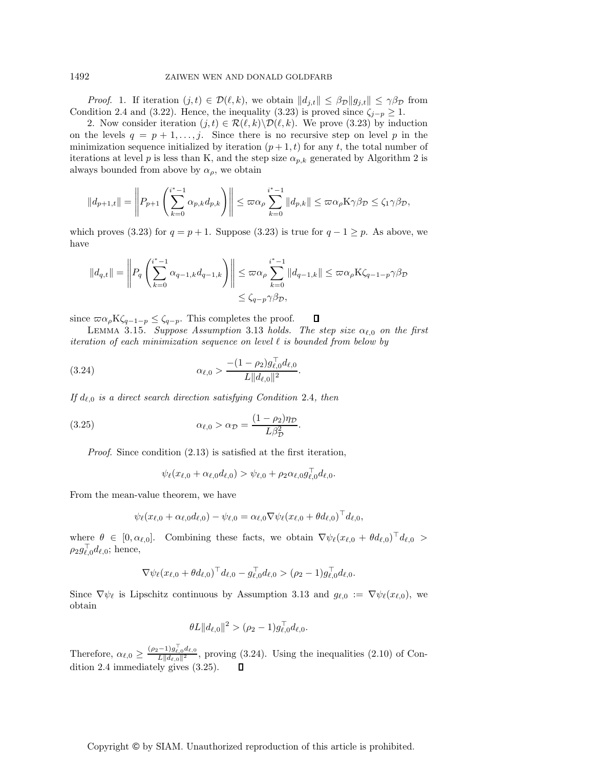*Proof.* 1. If iteration $(j,t) \in \mathcal{D}(\ell,k)$, we obtain $\|d_{j,t}\| \leq \beta_{\mathcal{D}}\|g_{j,t}\| \leq \gamma\beta_{\mathcal{D}}$ from Condition 2.4 and (3.22). Hence, the inequality (3.23) is proved since $\zeta_{j-p} \geq 1$.

2. Now consider iteration $(j,t) \in \mathcal{R}(\ell,k)\backslash\mathcal{D}(\ell,k)$. We prove (3.23) by induction on the levels $q = p+1,\ldots,j$. Since there is no recursive step on level $p$ in the minimization sequence initialized by iteration $(p+1,t)$ for any $t$, the total number of iterations at level $p$ is less than K, and the step size $\alpha_{p,k}$ generated by Algorithm 2 is always bounded from above by $\alpha_\rho$, we obtain

$$\|d_{p+1,t}\| = \left\| P_{p+1}\left(\sum_{k=0}^{i^*-1} \alpha_{p,k} d_{p,k}\right)\right\| \leq \varpi\alpha_\rho \sum_{k=0}^{i^*-1}\|d_{p,k}\| \leq \varpi\alpha_\rho \mathrm{K}\gamma\beta_{\mathcal{D}} \leq \zeta_1\gamma\beta_{\mathcal{D}},$$

which proves (3.23) for $q = p+1$. Suppose (3.23) is true for $q-1 \geq p$. As above, we have

$$\|d_{q,t}\| = \left\| P_q\left(\sum_{k=0}^{i^*-1} \alpha_{q-1,k} d_{q-1,k}\right)\right\| \leq \varpi\alpha_\rho \sum_{k=0}^{i^*-1}\|d_{q-1,k}\| \leq \varpi\alpha_\rho \mathrm{K}\zeta_{q-1-p}\gamma\beta_{\mathcal{D}} \leq \zeta_{q-p}\gamma\beta_{\mathcal{D}},$$

since $\varpi\alpha_\rho\mathrm{K}\zeta_{q-1-p} \leq \zeta_{q-p}$. This completes the proof. $\square$

LEMMA 3.15. *Suppose Assumption* 3.13 *holds. The step size $\alpha_{\ell,0}$ on the first iteration of each minimization sequence on level $\ell$ is bounded from below by*

$$\alpha_{\ell,0} > \frac{-(1-\rho_2)g_{\ell,0}^\top d_{\ell,0}}{L\|d_{\ell,0}\|^2}. \tag{3.24}$$

*If $d_{\ell,0}$ is a direct search direction satisfying Condition* 2.4*, then*

$$\alpha_{\ell,0} > \alpha_{\mathcal{D}} = \frac{(1-\rho_2)\eta_{\mathcal{D}}}{L\beta_{\mathcal{D}}^2}. \tag{3.25}$$

*Proof.* Since condition (2.13) is satisfied at the first iteration,

$$\psi_\ell(x_{\ell,0} + \alpha_{\ell,0}d_{\ell,0}) > \psi_{\ell,0} + \rho_2\alpha_{\ell,0}g_{\ell,0}^\top d_{\ell,0}.$$

From the mean-value theorem, we have

$$\psi_\ell(x_{\ell,0} + \alpha_{\ell,0}d_{\ell,0}) - \psi_{\ell,0} = \alpha_{\ell,0}\nabla\psi_\ell(x_{\ell,0} + \theta d_{\ell,0})^\top d_{\ell,0},$$

where $\theta \in [0,\alpha_{\ell,0}]$. Combining these facts, we obtain $\nabla\psi_\ell(x_{\ell,0} + \theta d_{\ell,0})^\top d_{\ell,0} > \rho_2 g_{\ell,0}^\top d_{\ell,0}$; hence,

$$\nabla\psi_\ell(x_{\ell,0} + \theta d_{\ell,0})^\top d_{\ell,0} - g_{\ell,0}^\top d_{\ell,0} > (\rho_2 - 1)g_{\ell,0}^\top d_{\ell,0}.$$

Since $\nabla\psi_\ell$ is Lipschitz continuous by Assumption 3.13 and $g_{\ell,0} := \nabla\psi_\ell(x_{\ell,0})$, we obtain

$$\theta L\|d_{\ell,0}\|^2 > (\rho_2 - 1)g_{\ell,0}^\top d_{\ell,0}.$$

Therefore, $\alpha_{\ell,0} \geq \frac{(\rho_2-1)g_{\ell,0}^\top d_{\ell,0}}{L\|d_{\ell,0}\|^2}$, proving (3.24). Using the inequalities (2.10) of Condition 2.4 immediately gives (3.25). $\square$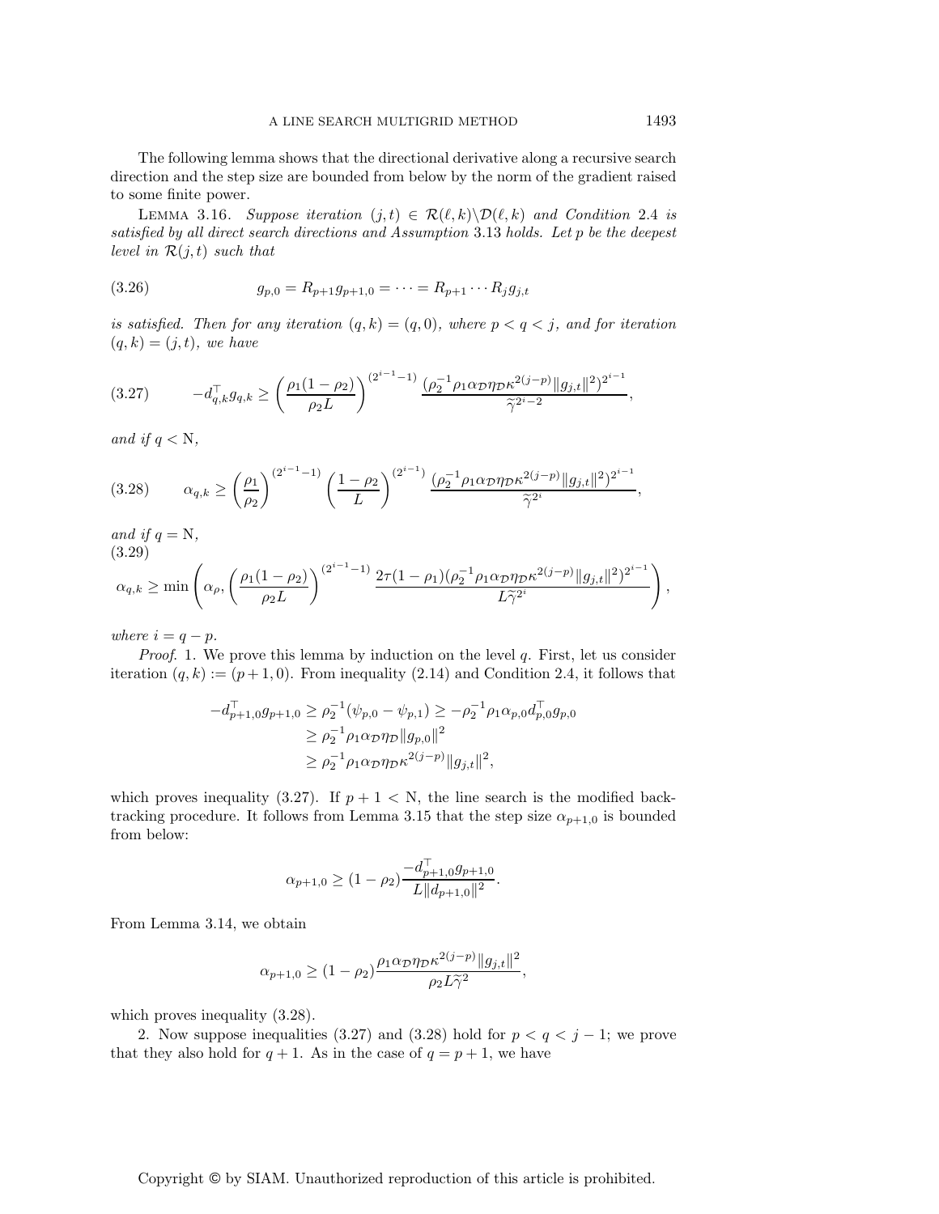The following lemma shows that the directional derivative along a recursive search direction and the step size are bounded from below by the norm of the gradient raised to some finite power.

LEMMA 3.16. *Suppose iteration* $(j,t) \in \mathcal{R}(\ell,k)\backslash\mathcal{D}(\ell,k)$ *and Condition* 2.4 *is satisfied by all direct search directions and Assumption* 3.13 *holds. Let* $p$ *be the deepest level in* $\mathcal{R}(j,t)$ *such that*

$$g_{p,0} = R_{p+1}g_{p+1,0} = \cdots = R_{p+1}\cdots R_j g_{j,t} \tag{3.26}$$

*is satisfied. Then for any iteration* $(q,k) = (q,0)$, *where* $p < q < j$, *and for iteration* $(q,k) = (j,t)$, *we have*

$$-d_{q,k}^\top g_{q,k} \geq \left(\frac{\rho_1(1-\rho_2)}{\rho_2 L}\right)^{(2^{i-1}-1)} \frac{(\rho_2^{-1}\rho_1\alpha_{\mathcal{D}}\eta_{\mathcal{D}}\kappa^{2(j-p)}\|g_{j,t}\|^2)^{2^{i-1}}}{\widetilde{\gamma}^{2^i-2}}, \tag{3.27}$$

*and if* $q < \mathrm{N}$,

$$\alpha_{q,k} \geq \left(\frac{\rho_1}{\rho_2}\right)^{(2^{i-1}-1)} \left(\frac{1-\rho_2}{L}\right)^{(2^{i-1})} \frac{(\rho_2^{-1}\rho_1\alpha_{\mathcal{D}}\eta_{\mathcal{D}}\kappa^{2(j-p)}\|g_{j,t}\|^2)^{2^{i-1}}}{\widetilde{\gamma}^{2^i}}, \tag{3.28}$$

*and if* $q = \mathrm{N}$,

$$\alpha_{q,k} \geq \min\left(\alpha_\rho, \left(\frac{\rho_1(1-\rho_2)}{\rho_2 L}\right)^{(2^{i-1}-1)} \frac{2\tau(1-\rho_1)(\rho_2^{-1}\rho_1\alpha_{\mathcal{D}}\eta_{\mathcal{D}}\kappa^{2(j-p)}\|g_{j,t}\|^2)^{2^{i-1}}}{L\widetilde{\gamma}^{2^i}}\right), \tag{3.29}$$

*where* $i = q - p$.

*Proof.* 1. We prove this lemma by induction on the level $q$. First, let us consider iteration $(q,k) := (p+1,0)$. From inequality (2.14) and Condition 2.4, it follows that

$$\begin{aligned}
-d_{p+1,0}^\top g_{p+1,0} &\geq \rho_2^{-1}(\psi_{p,0} - \psi_{p,1}) \geq -\rho_2^{-1}\rho_1\alpha_{p,0}d_{p,0}^\top g_{p,0} \\
&\geq \rho_2^{-1}\rho_1\alpha_{\mathcal{D}}\eta_{\mathcal{D}}\|g_{p,0}\|^2 \\
&\geq \rho_2^{-1}\rho_1\alpha_{\mathcal{D}}\eta_{\mathcal{D}}\kappa^{2(j-p)}\|g_{j,t}\|^2,
\end{aligned}$$

which proves inequality (3.27). If $p+1 < \mathrm{N}$, the line search is the modified backtracking procedure. It follows from Lemma 3.15 that the step size $\alpha_{p+1,0}$ is bounded from below:

$$\alpha_{p+1,0} \geq (1-\rho_2)\frac{-d_{p+1,0}^\top g_{p+1,0}}{L\|d_{p+1,0}\|^2}.$$

From Lemma 3.14, we obtain

$$\alpha_{p+1,0} \geq (1-\rho_2)\frac{\rho_1\alpha_{\mathcal{D}}\eta_{\mathcal{D}}\kappa^{2(j-p)}\|g_{j,t}\|^2}{\rho_2 L\widetilde{\gamma}^2},$$

which proves inequality (3.28).

2. Now suppose inequalities (3.27) and (3.28) hold for $p < q < j-1$; we prove that they also hold for $q+1$. As in the case of $q = p+1$, we have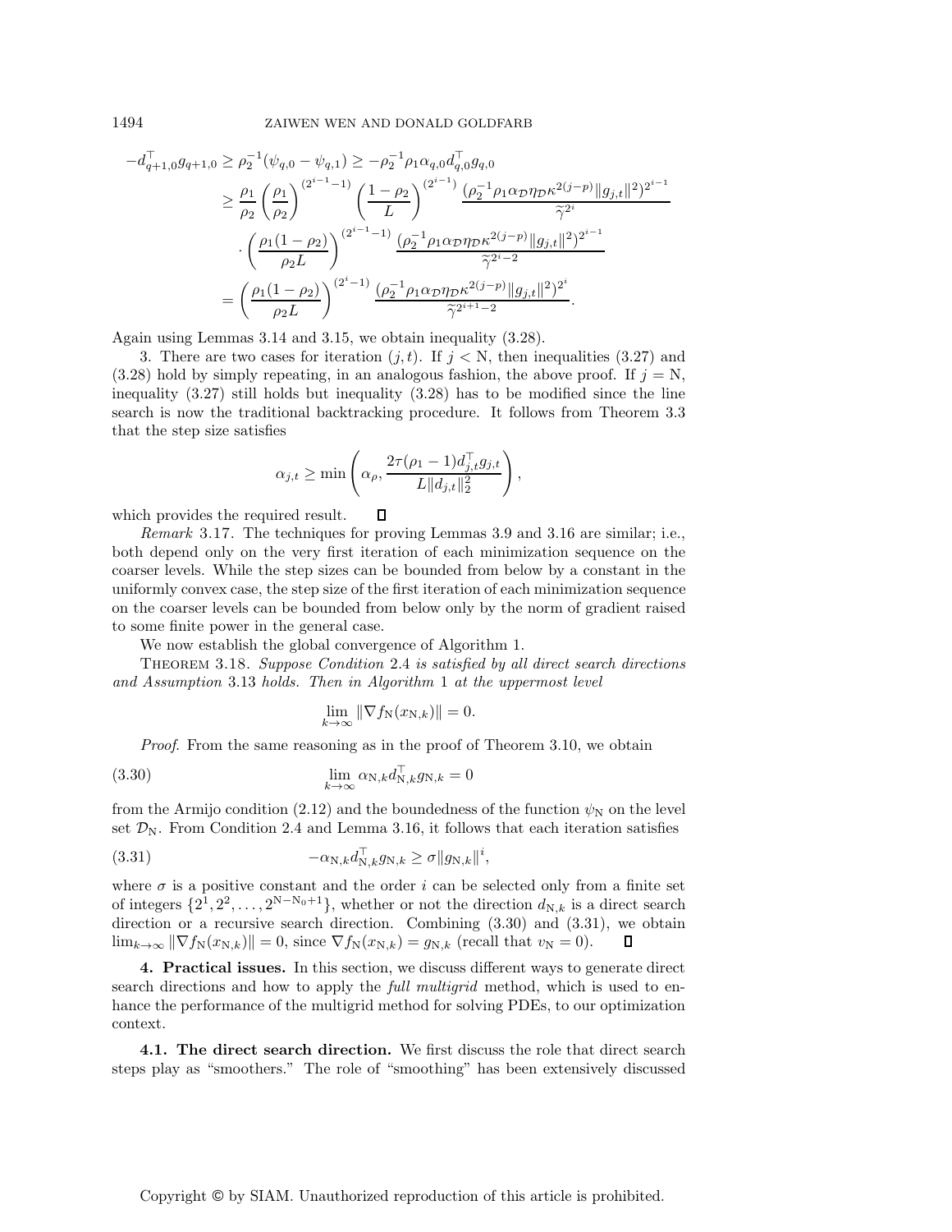$$
\begin{aligned}
-d_{q+1,0}^{\top} g_{q+1,0} &\geq \rho_2^{-1}(\psi_{q,0} - \psi_{q,1}) \geq -\rho_2^{-1}\rho_1 \alpha_{q,0} d_{q,0}^{\top} g_{q,0} \\
&\geq \frac{\rho_1}{\rho_2}\left(\frac{\rho_1}{\rho_2}\right)^{(2^{i-1}-1)} \left(\frac{1-\rho_2}{L}\right)^{(2^{i-1})} \frac{(\rho_2^{-1}\rho_1 \alpha_{\mathcal{D}} \eta_{\mathcal{D}} \kappa^{2(j-p)} \|g_{j,t}\|^2)^{2^{i-1}}}{\widetilde{\gamma}^{2^i}} \\
&\quad \cdot \left(\frac{\rho_1(1-\rho_2)}{\rho_2 L}\right)^{(2^{i-1}-1)} \frac{(\rho_2^{-1}\rho_1 \alpha_{\mathcal{D}} \eta_{\mathcal{D}} \kappa^{2(j-p)} \|g_{j,t}\|^2)^{2^{i-1}}}{\widetilde{\gamma}^{2^i-2}} \\
&= \left(\frac{\rho_1(1-\rho_2)}{\rho_2 L}\right)^{(2^{i}-1)} \frac{(\rho_2^{-1}\rho_1 \alpha_{\mathcal{D}} \eta_{\mathcal{D}} \kappa^{2(j-p)} \|g_{j,t}\|^2)^{2^{i}}}{\widetilde{\gamma}^{2^{i+1}-2}}.
\end{aligned}
$$

Again using Lemmas 3.14 and 3.15, we obtain inequality (3.28).

3. There are two cases for iteration $(j, t)$. If $j < \mathrm{N}$, then inequalities (3.27) and (3.28) hold by simply repeating, in an analogous fashion, the above proof. If $j = \mathrm{N}$, inequality (3.27) still holds but inequality (3.28) has to be modified since the line search is now the traditional backtracking procedure. It follows from Theorem 3.3 that the step size satisfies

$$
\alpha_{j,t} \geq \min\left(\alpha_\rho, \frac{2\tau(\rho_1 - 1) d_{j,t}^{\top} g_{j,t}}{L\|d_{j,t}\|_2^2}\right),
$$

which provides the required result. ◻

*Remark* 3.17. The techniques for proving Lemmas 3.9 and 3.16 are similar; i.e., both depend only on the very first iteration of each minimization sequence on the coarser levels. While the step sizes can be bounded from below by a constant in the uniformly convex case, the step size of the first iteration of each minimization sequence on the coarser levels can be bounded from below only by the norm of gradient raised to some finite power in the general case.

We now establish the global convergence of Algorithm 1.

THEOREM 3.18. *Suppose Condition* 2.4 *is satisfied by all direct search directions and Assumption* 3.13 *holds. Then in Algorithm* 1 *at the uppermost level*

$$
\lim_{k\to\infty} \|\nabla f_{\mathrm{N}}(x_{\mathrm{N},k})\| = 0.
$$

*Proof*. From the same reasoning as in the proof of Theorem 3.10, we obtain

$$
\lim_{k\to\infty} \alpha_{\mathrm{N},k} d_{\mathrm{N},k}^{\top} g_{\mathrm{N},k} = 0 \tag{3.30}
$$

from the Armijo condition (2.12) and the boundedness of the function $\psi_{\mathrm{N}}$ on the level set $\mathcal{D}_{\mathrm{N}}$. From Condition 2.4 and Lemma 3.16, it follows that each iteration satisfies

$$
-\alpha_{\mathrm{N},k} d_{\mathrm{N},k}^{\top} g_{\mathrm{N},k} \geq \sigma \|g_{\mathrm{N},k}\|^i, \tag{3.31}
$$

where $\sigma$ is a positive constant and the order $i$ can be selected only from a finite set of integers $\{2^1, 2^2, \ldots, 2^{\mathrm{N}-\mathrm{N}_0+1}\}$, whether or not the direction $d_{\mathrm{N},k}$ is a direct search direction or a recursive search direction. Combining (3.30) and (3.31), we obtain $\lim_{k\to\infty} \|\nabla f_{\mathrm{N}}(x_{\mathrm{N},k})\| = 0$, since $\nabla f_{\mathrm{N}}(x_{\mathrm{N},k}) = g_{\mathrm{N},k}$ (recall that $v_{\mathrm{N}} = 0$). ◻

## 4. Practical issues.

In this section, we discuss different ways to generate direct search directions and how to apply the *full multigrid* method, which is used to enhance the performance of the multigrid method for solving PDEs, to our optimization context.

### 4.1. The direct search direction.

We first discuss the role that direct search steps play as "smoothers." The role of "smoothing" has been extensively discussed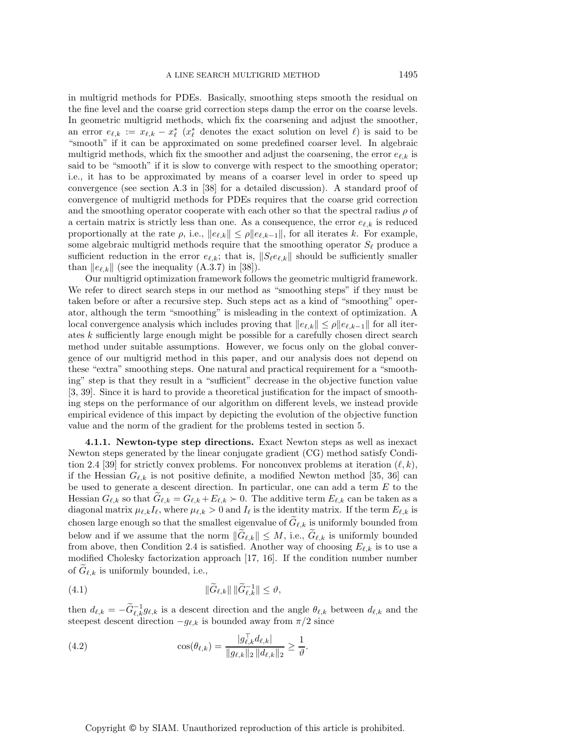in multigrid methods for PDEs. Basically, smoothing steps smooth the residual on the fine level and the coarse grid correction steps damp the error on the coarse levels. In geometric multigrid methods, which fix the coarsening and adjust the smoother, an error $e_{\ell,k} := x_{\ell,k} - x_\ell^*$ ($x_\ell^*$ denotes the exact solution on level $\ell$) is said to be "smooth" if it can be approximated on some predefined coarser level. In algebraic multigrid methods, which fix the smoother and adjust the coarsening, the error $e_{\ell,k}$ is said to be "smooth" if it is slow to converge with respect to the smoothing operator; i.e., it has to be approximated by means of a coarser level in order to speed up convergence (see section A.3 in [38] for a detailed discussion). A standard proof of convergence of multigrid methods for PDEs requires that the coarse grid correction and the smoothing operator cooperate with each other so that the spectral radius $\rho$ of a certain matrix is strictly less than one. As a consequence, the error $e_{\ell,k}$ is reduced proportionally at the rate $\rho$, i.e., $\|e_{\ell,k}\| \leq \rho\|e_{\ell,k-1}\|$, for all iterates $k$. For example, some algebraic multigrid methods require that the smoothing operator $S_\ell$ produce a sufficient reduction in the error $e_{\ell,k}$; that is, $\|S_\ell e_{\ell,k}\|$ should be sufficiently smaller than $\|e_{\ell,k}\|$ (see the inequality (A.3.7) in [38]).

Our multigrid optimization framework follows the geometric multigrid framework. We refer to direct search steps in our method as "smoothing steps" if they must be taken before or after a recursive step. Such steps act as a kind of "smoothing" operator, although the term "smoothing" is misleading in the context of optimization. A local convergence analysis which includes proving that $\|e_{\ell,k}\| \leq \rho\|e_{\ell,k-1}\|$ for all iterates $k$ sufficiently large enough might be possible for a carefully chosen direct search method under suitable assumptions. However, we focus only on the global convergence of our multigrid method in this paper, and our analysis does not depend on these "extra" smoothing steps. One natural and practical requirement for a "smoothing" step is that they result in a "sufficient" decrease in the objective function value [3, 39]. Since it is hard to provide a theoretical justification for the impact of smoothing steps on the performance of our algorithm on different levels, we instead provide empirical evidence of this impact by depicting the evolution of the objective function value and the norm of the gradient for the problems tested in section 5.

**4.1.1. Newton-type step directions.** Exact Newton steps as well as inexact Newton steps generated by the linear conjugate gradient (CG) method satisfy Condition 2.4 [39] for strictly convex problems. For nonconvex problems at iteration $(\ell, k)$, if the Hessian $G_{\ell,k}$ is not positive definite, a modified Newton method [35, 36] can be used to generate a descent direction. In particular, one can add a term $E$ to the Hessian $G_{\ell,k}$ so that $\widetilde{G}_{\ell,k} = G_{\ell,k} + E_{\ell,k} \succ 0$. The additive term $E_{\ell,k}$ can be taken as a diagonal matrix $\mu_{\ell,k} I_\ell$, where $\mu_{\ell,k} > 0$ and $I_\ell$ is the identity matrix. If the term $E_{\ell,k}$ is chosen large enough so that the smallest eigenvalue of $\widetilde{G}_{\ell,k}$ is uniformly bounded from below and if we assume that the norm $\|\widetilde{G}_{\ell,k}\| \leq M$, i.e., $\widetilde{G}_{\ell,k}$ is uniformly bounded from above, then Condition 2.4 is satisfied. Another way of choosing $E_{\ell,k}$ is to use a modified Cholesky factorization approach [17, 16]. If the condition number number of $\widetilde{G}_{\ell,k}$ is uniformly bounded, i.e.,

$$\|\widetilde{G}_{\ell,k}\| \, \|\widetilde{G}_{\ell,k}^{-1}\| \leq \vartheta, \tag{4.1}$$

then $d_{\ell,k} = -\widetilde{G}_{\ell,k}^{-1} g_{\ell,k}$ is a descent direction and the angle $\theta_{\ell,k}$ between $d_{\ell,k}$ and the steepest descent direction $-g_{\ell,k}$ is bounded away from $\pi/2$ since

$$\cos(\theta_{\ell,k}) = \frac{|g_{\ell,k}^\top d_{\ell,k}|}{\|g_{\ell,k}\|_2 \, \|d_{\ell,k}\|_2} \geq \frac{1}{\vartheta}. \tag{4.2}$$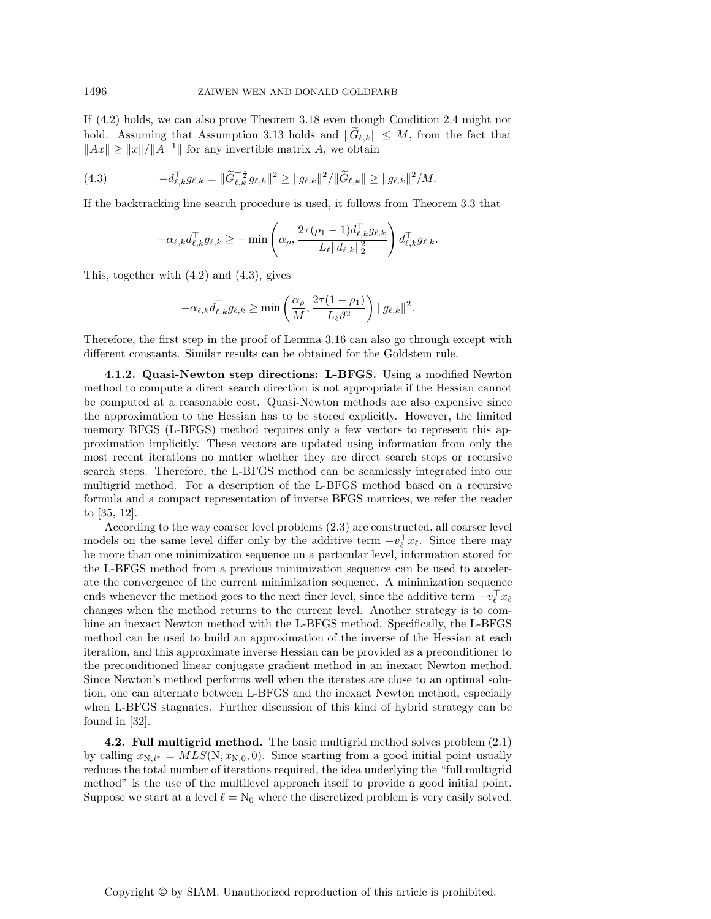If (4.2) holds, we can also prove Theorem 3.18 even though Condition 2.4 might not hold. Assuming that Assumption 3.13 holds and $\|\widetilde{G}_{\ell,k}\| \le M$, from the fact that $\|Ax\| \ge \|x\|/\|A^{-1}\|$ for any invertible matrix $A$, we obtain

$$-d_{\ell,k}^\top g_{\ell,k} = \|\widetilde{G}_{\ell,k}^{-\frac{1}{2}} g_{\ell,k}\|^2 \ge \|g_{\ell,k}\|^2 / \|\widetilde{G}_{\ell,k}\| \ge \|g_{\ell,k}\|^2/M. \tag{4.3}$$

If the backtracking line search procedure is used, it follows from Theorem 3.3 that

$$-\alpha_{\ell,k} d_{\ell,k}^\top g_{\ell,k} \ge -\min\left(\alpha_\rho, \frac{2\tau(\rho_1 - 1) d_{\ell,k}^\top g_{\ell,k}}{L_\ell \|d_{\ell,k}\|_2^2}\right) d_{\ell,k}^\top g_{\ell,k}.$$

This, together with (4.2) and (4.3), gives

$$-\alpha_{\ell,k} d_{\ell,k}^\top g_{\ell,k} \ge \min\left(\frac{\alpha_\rho}{M}, \frac{2\tau(1-\rho_1)}{L_\ell \vartheta^2}\right) \|g_{\ell,k}\|^2.$$

Therefore, the first step in the proof of Lemma 3.16 can also go through except with different constants. Similar results can be obtained for the Goldstein rule.

#### 4.1.2. Quasi-Newton step directions: L-BFGS.

Using a modified Newton method to compute a direct search direction is not appropriate if the Hessian cannot be computed at a reasonable cost. Quasi-Newton methods are also expensive since the approximation to the Hessian has to be stored explicitly. However, the limited memory BFGS (L-BFGS) method requires only a few vectors to represent this approximation implicitly. These vectors are updated using information from only the most recent iterations no matter whether they are direct search steps or recursive search steps. Therefore, the L-BFGS method can be seamlessly integrated into our multigrid method. For a description of the L-BFGS method based on a recursive formula and a compact representation of inverse BFGS matrices, we refer the reader to [35, 12].

According to the way coarser level problems (2.3) are constructed, all coarser level models on the same level differ only by the additive term $-v_\ell^\top x_\ell$. Since there may be more than one minimization sequence on a particular level, information stored for the L-BFGS method from a previous minimization sequence can be used to accelerate the convergence of the current minimization sequence. A minimization sequence ends whenever the method goes to the next finer level, since the additive term $-v_\ell^\top x_\ell$ changes when the method returns to the current level. Another strategy is to combine an inexact Newton method with the L-BFGS method. Specifically, the L-BFGS method can be used to build an approximation of the inverse of the Hessian at each iteration, and this approximate inverse Hessian can be provided as a preconditioner to the preconditioned linear conjugate gradient method in an inexact Newton method. Since Newton's method performs well when the iterates are close to an optimal solution, one can alternate between L-BFGS and the inexact Newton method, especially when L-BFGS stagnates. Further discussion of this kind of hybrid strategy can be found in [32].

### 4.2. Full multigrid method.

The basic multigrid method solves problem (2.1) by calling $x_{\mathrm{N},i^*} = MLS(\mathrm{N}, x_{\mathrm{N},0}, 0)$. Since starting from a good initial point usually reduces the total number of iterations required, the idea underlying the "full multigrid method" is the use of the multilevel approach itself to provide a good initial point. Suppose we start at a level $\ell = \mathrm{N}_0$ where the discretized problem is very easily solved.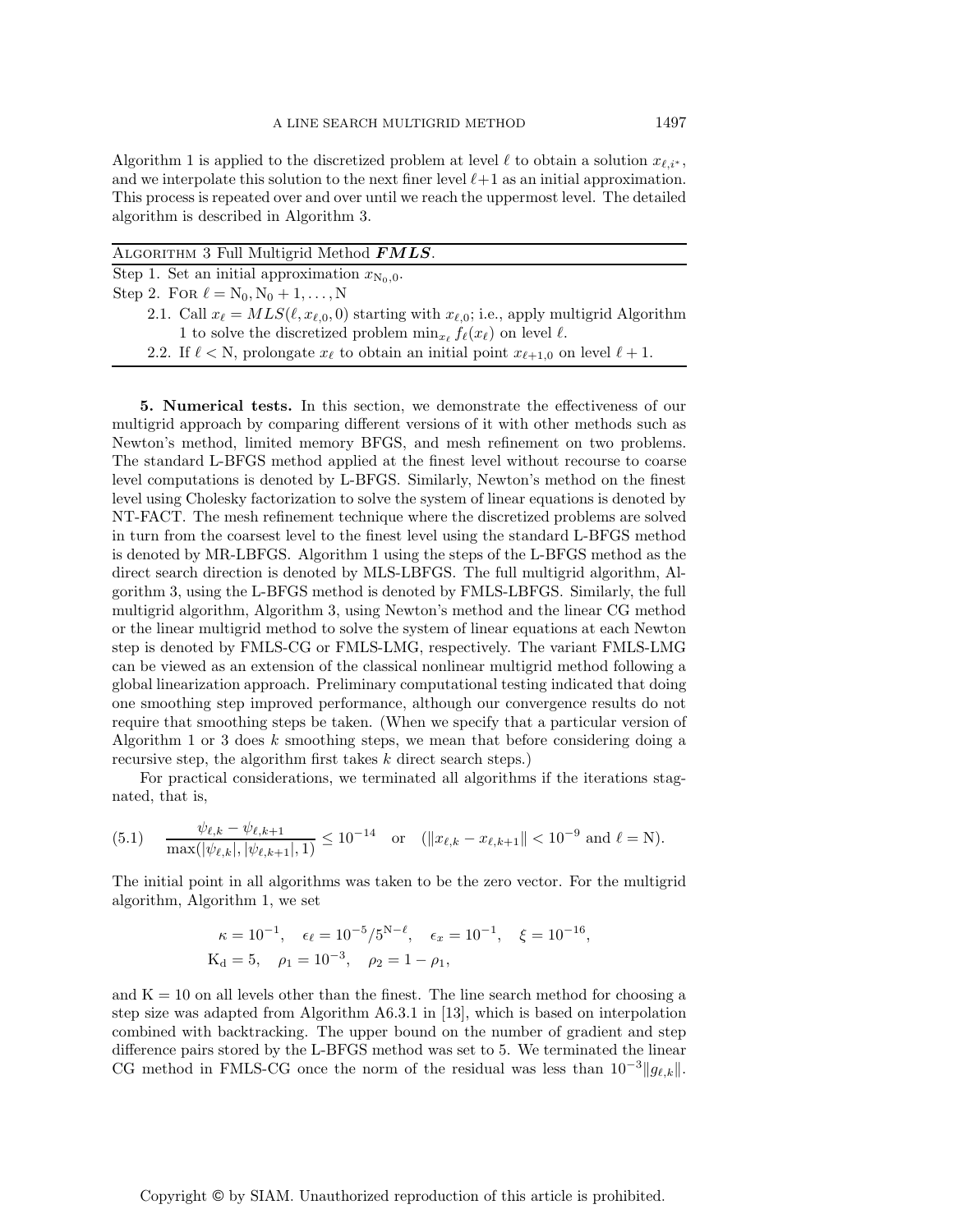Algorithm 1 is applied to the discretized problem at level $\ell$ to obtain a solution $x_{\ell,i^*}$, and we interpolate this solution to the next finer level $\ell+1$ as an initial approximation. This process is repeated over and over until we reach the uppermost level. The detailed algorithm is described in Algorithm 3.

---

ALGORITHM 3 Full Multigrid Method ***FMLS***.

---

Step 1. Set an initial approximation $x_{\mathrm{N}_0,0}$.

Step 2. FOR $\ell = \mathrm{N}_0, \mathrm{N}_0+1, \ldots, \mathrm{N}$

- 2.1. Call $x_\ell = MLS(\ell, x_{\ell,0}, 0)$ starting with $x_{\ell,0}$; i.e., apply multigrid Algorithm 1 to solve the discretized problem $\min_{x_\ell} f_\ell(x_\ell)$ on level $\ell$.
- 2.2. If $\ell < \mathrm{N}$, prolongate $x_\ell$ to obtain an initial point $x_{\ell+1,0}$ on level $\ell+1$.

---

**5. Numerical tests.** In this section, we demonstrate the effectiveness of our multigrid approach by comparing different versions of it with other methods such as Newton's method, limited memory BFGS, and mesh refinement on two problems. The standard L-BFGS method applied at the finest level without recourse to coarse level computations is denoted by L-BFGS. Similarly, Newton's method on the finest level using Cholesky factorization to solve the system of linear equations is denoted by NT-FACT. The mesh refinement technique where the discretized problems are solved in turn from the coarsest level to the finest level using the standard L-BFGS method is denoted by MR-LBFGS. Algorithm 1 using the steps of the L-BFGS method as the direct search direction is denoted by MLS-LBFGS. The full multigrid algorithm, Algorithm 3, using the L-BFGS method is denoted by FMLS-LBFGS. Similarly, the full multigrid algorithm, Algorithm 3, using Newton's method and the linear CG method or the linear multigrid method to solve the system of linear equations at each Newton step is denoted by FMLS-CG or FMLS-LMG, respectively. The variant FMLS-LMG can be viewed as an extension of the classical nonlinear multigrid method following a global linearization approach. Preliminary computational testing indicated that doing one smoothing step improved performance, although our convergence results do not require that smoothing steps be taken. (When we specify that a particular version of Algorithm 1 or 3 does $k$ smoothing steps, we mean that before considering doing a recursive step, the algorithm first takes $k$ direct search steps.)

For practical considerations, we terminated all algorithms if the iterations stagnated, that is,

$$\frac{\psi_{\ell,k} - \psi_{\ell,k+1}}{\max(|\psi_{\ell,k}|, |\psi_{\ell,k+1}|, 1)} \leq 10^{-14} \quad \text{or} \quad (\|x_{\ell,k} - x_{\ell,k+1}\| < 10^{-9} \text{ and } \ell = \mathrm{N}). \tag{5.1}$$

The initial point in all algorithms was taken to be the zero vector. For the multigrid algorithm, Algorithm 1, we set

$$\kappa = 10^{-1}, \quad \epsilon_\ell = 10^{-5}/5^{\mathrm{N}-\ell}, \quad \epsilon_x = 10^{-1}, \quad \xi = 10^{-16},$$
$$\mathrm{K_d} = 5, \quad \rho_1 = 10^{-3}, \quad \rho_2 = 1 - \rho_1,$$

and $\mathrm{K} = 10$ on all levels other than the finest. The line search method for choosing a step size was adapted from Algorithm A6.3.1 in [13], which is based on interpolation combined with backtracking. The upper bound on the number of gradient and step difference pairs stored by the L-BFGS method was set to 5. We terminated the linear CG method in FMLS-CG once the norm of the residual was less than $10^{-3}\|g_{\ell,k}\|$.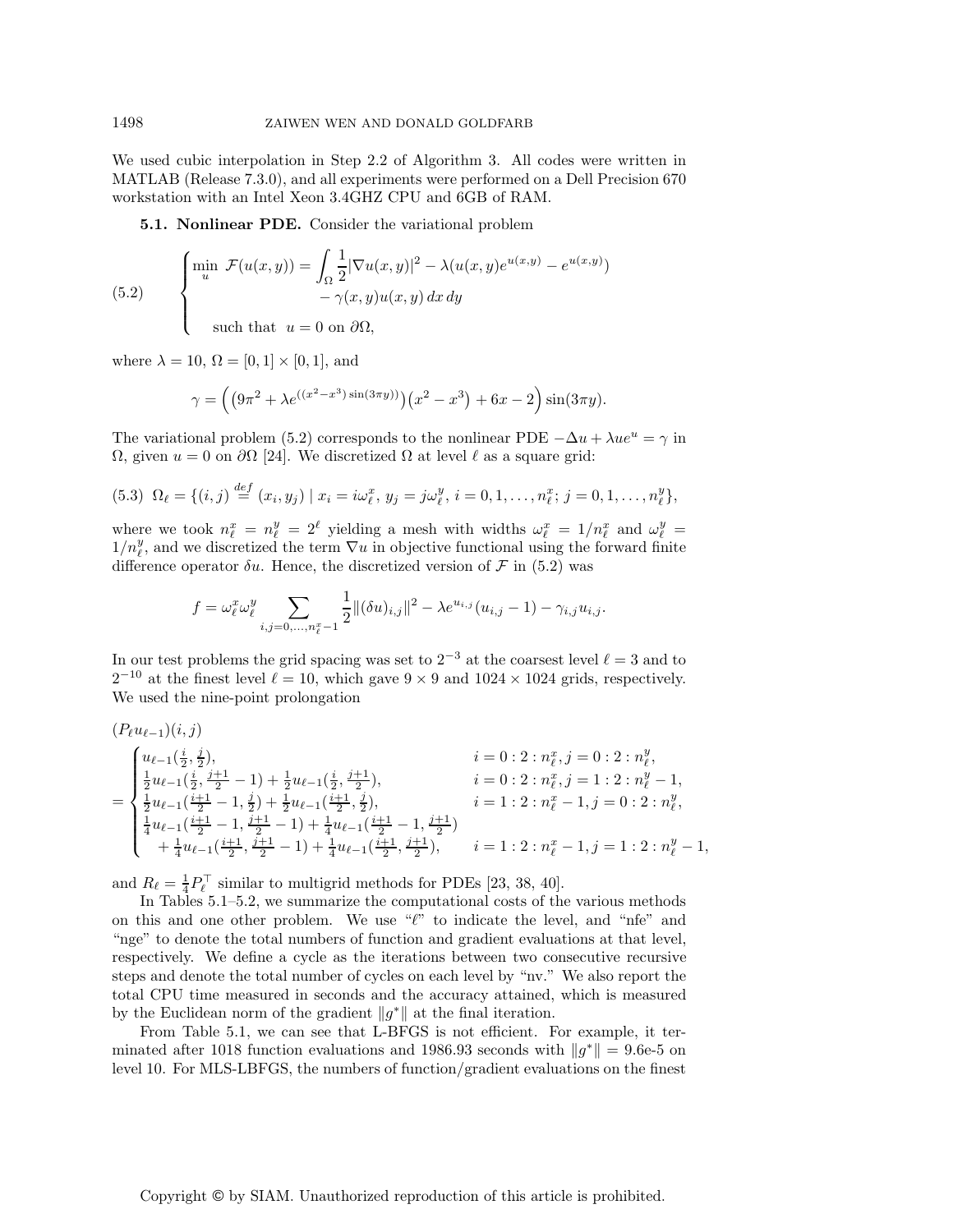We used cubic interpolation in Step 2.2 of Algorithm 3. All codes were written in MATLAB (Release 7.3.0), and all experiments were performed on a Dell Precision 670 workstation with an Intel Xeon 3.4GHZ CPU and 6GB of RAM.

**5.1. Nonlinear PDE.** Consider the variational problem

$$
(5.2)\qquad \begin{cases} \min_u \ \mathcal{F}(u(x,y)) = \displaystyle\int_\Omega \frac{1}{2}|\nabla u(x,y)|^2 - \lambda(u(x,y)e^{u(x,y)} - e^{u(x,y)}) \\ \qquad\qquad - \gamma(x,y)u(x,y)\,dx\,dy \\ \text{such that } \ u = 0 \text{ on } \partial\Omega, \end{cases}
$$

where $\lambda = 10$, $\Omega = [0,1]\times[0,1]$, and

$$
\gamma = \left( \left(9\pi^2 + \lambda e^{((x^2-x^3)\sin(3\pi y))}\right)\left(x^2 - x^3\right) + 6x - 2 \right)\sin(3\pi y).
$$

The variational problem (5.2) corresponds to the nonlinear PDE $-\Delta u + \lambda u e^u = \gamma$ in $\Omega$, given $u = 0$ on $\partial\Omega$ [24]. We discretized $\Omega$ at level $\ell$ as a square grid:

$$
(5.3)\ \ \Omega_\ell = \{(i,j) \overset{def}{=} (x_i, y_j) \mid x_i = i\omega_\ell^x,\, y_j = j\omega_\ell^y,\, i = 0,1,\ldots,n_\ell^x;\, j = 0,1,\ldots,n_\ell^y\},
$$

where we took $n_\ell^x = n_\ell^y = 2^\ell$ yielding a mesh with widths $\omega_\ell^x = 1/n_\ell^x$ and $\omega_\ell^y = 1/n_\ell^y$, and we discretized the term $\nabla u$ in objective functional using the forward finite difference operator $\delta u$. Hence, the discretized version of $\mathcal{F}$ in (5.2) was

$$
f = \omega_\ell^x \omega_\ell^y \sum_{i,j=0,\ldots,n_\ell^x-1} \frac{1}{2}\|(\delta u)_{i,j}\|^2 - \lambda e^{u_{i,j}}(u_{i,j} - 1) - \gamma_{i,j}u_{i,j}.
$$

In our test problems the grid spacing was set to $2^{-3}$ at the coarsest level $\ell = 3$ and to $2^{-10}$ at the finest level $\ell = 10$, which gave $9 \times 9$ and $1024 \times 1024$ grids, respectively. We used the nine-point prolongation

$$
(P_\ell u_{\ell-1})(i,j)
= \begin{cases} u_{\ell-1}(\frac{i}{2}, \frac{j}{2}), & i = 0:2:n_\ell^x, j = 0:2:n_\ell^y, \\ \frac{1}{2}u_{\ell-1}(\frac{i}{2}, \frac{j+1}{2} - 1) + \frac{1}{2}u_{\ell-1}(\frac{i}{2}, \frac{j+1}{2}), & i = 0:2:n_\ell^x, j = 1:2:n_\ell^y - 1, \\ \frac{1}{2}u_{\ell-1}(\frac{i+1}{2} - 1, \frac{j}{2}) + \frac{1}{2}u_{\ell-1}(\frac{i+1}{2}, \frac{j}{2}), & i = 1:2:n_\ell^x - 1, j = 0:2:n_\ell^y, \\ \frac{1}{4}u_{\ell-1}(\frac{i+1}{2} - 1, \frac{j+1}{2} - 1) + \frac{1}{4}u_{\ell-1}(\frac{i+1}{2} - 1, \frac{j+1}{2}) & \\ \quad + \frac{1}{4}u_{\ell-1}(\frac{i+1}{2}, \frac{j+1}{2} - 1) + \frac{1}{4}u_{\ell-1}(\frac{i+1}{2}, \frac{j+1}{2}), & i = 1:2:n_\ell^x - 1, j = 1:2:n_\ell^y - 1, \end{cases}
$$

and $R_\ell = \frac{1}{4}P_\ell^\top$ similar to multigrid methods for PDEs [23, 38, 40].

In Tables 5.1–5.2, we summarize the computational costs of the various methods on this and one other problem. We use "$\ell$" to indicate the level, and "nfe" and "nge" to denote the total numbers of function and gradient evaluations at that level, respectively. We define a cycle as the iterations between two consecutive recursive steps and denote the total number of cycles on each level by "nv." We also report the total CPU time measured in seconds and the accuracy attained, which is measured by the Euclidean norm of the gradient $\|g^*\|$ at the final iteration.

From Table 5.1, we can see that L-BFGS is not efficient. For example, it terminated after 1018 function evaluations and 1986.93 seconds with $\|g^*\| = 9.6\text{e-}5$ on level 10. For MLS-LBFGS, the numbers of function/gradient evaluations on the finest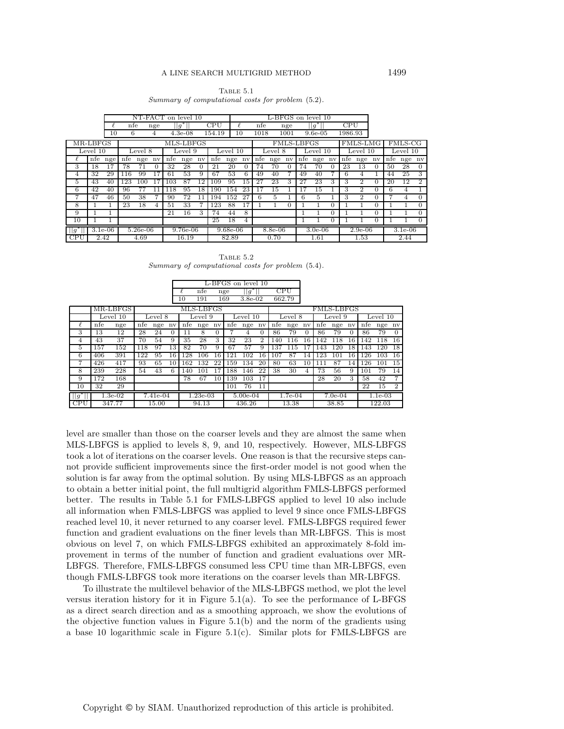Table 5.1
*Summary of computational costs for problem* (5.2).

| NT-FACT on level 10 | | | | |
|---|---|---|---|---|
| $\ell$ | nfe | nge | $\|\|g^*\|\|$ | CPU |
| 10 | 6 | 4 | 4.3e-08 | 154.19 |

| L-BFGS on level 10 | | | | |
|---|---|---|---|---|
| $\ell$ | nfe | nge | $\|\|g^*\|\|$ | CPU |
| 10 | 1018 | 1001 | 9.6e-05 | 1986.93 |

| | MR-LBFGS | | MLS-LBFGS | | | | | | | | | FMLS-LBFGS | | | | | | FMLS-LMG | | | FMLS-CG | | |
|---|---|---|---|---|---|---|---|---|---|---|---|---|---|---|---|---|---|---|---|---|---|---|---|
| | Level 10 | | Level 8 | | | Level 9 | | | Level 10 | | | Level 8 | | | Level 10 | | | Level 10 | | | Level 10 | | |
| $\ell$ | nfe | nge | nfe | nge | nv | nfe | nge | nv | nfe | nge | nv | nfe | nge | nv | nfe | nge | nv | nfe | nge | nv | nfe | nge | nv |
| 3 | 18 | 17 | 78 | 71 | 0 | 32 | 28 | 0 | 21 | 20 | 0 | 74 | 70 | 0 | 74 | 70 | 0 | 23 | 13 | 0 | 50 | 28 | 0 |
| 4 | 32 | 29 | 116 | 99 | 17 | 61 | 53 | 9 | 67 | 53 | 6 | 49 | 40 | 7 | 49 | 40 | 7 | 6 | 4 | 1 | 44 | 25 | 3 |
| 5 | 43 | 40 | 123 | 100 | 17 | 103 | 87 | 12 | 109 | 95 | 15 | 27 | 23 | 3 | 27 | 23 | 3 | 3 | 2 | 0 | 20 | 12 | 2 |
| 6 | 42 | 40 | 96 | 77 | 11 | 118 | 95 | 18 | 190 | 154 | 23 | 17 | 15 | 1 | 17 | 15 | 1 | 3 | 2 | 0 | 6 | 4 | 1 |
| 7 | 47 | 46 | 50 | 38 | 7 | 90 | 72 | 11 | 194 | 152 | 27 | 6 | 5 | 1 | 6 | 5 | 1 | 3 | 2 | 0 | 7 | 4 | 0 |
| 8 | 1 | 1 | 23 | 18 | 4 | 51 | 33 | 7 | 123 | 88 | 17 | 1 | 1 | 0 | 1 | 1 | 0 | 1 | 1 | 0 | 1 | 1 | 0 |
| 9 | 1 | 1 | | | | 21 | 16 | 3 | 74 | 44 | 8 | | | | 1 | 1 | 0 | 1 | 1 | 0 | 1 | 1 | 0 |
| 10 | 1 | 1 | | | | | | | 25 | 18 | 4 | | | | 1 | 1 | 0 | 1 | 1 | 0 | 1 | 1 | 0 |
| $\|\|g^*\|\|$ | 3.1e-06 | | 5.26e-06 | | | 9.76e-06 | | | 9.68e-06 | | | 8.8e-06 | | | 3.0e-06 | | | 2.9e-06 | | | 3.1e-06 | | |
| CPU | 2.42 | | 4.69 | | | 16.19 | | | 82.89 | | | 0.70 | | | 1.61 | | | 1.53 | | | 2.44 | | |

Table 5.2
*Summary of computational costs for problem* (5.4).

| L-BFGS on level 10 | | | | |
|---|---|---|---|---|
| $\ell$ | nfe | nge | $\|\|g^*\|\|$ | CPU |
| 10 | 191 | 169 | 3.8e-02 | 662.79 |

| | MR-LBFGS | | MLS-LBFGS | | | | | | | | | FMLS-LBFGS | | | | | | | | |
|---|---|---|---|---|---|---|---|---|---|---|---|---|---|---|---|---|---|---|---|---|
| | Level 10 | | Level 8 | | | Level 9 | | | Level 10 | | | Level 8 | | | Level 9 | | | Level 10 | | |
| $\ell$ | nfe | nge | nfe | nge | nv | nfe | nge | nv | nfe | nge | nv | nfe | nge | nv | nfe | nge | nv | nfe | nge | nv |
| 3 | 13 | 12 | 28 | 24 | 0 | 11 | 8 | 0 | 7 | 4 | 0 | 86 | 79 | 0 | 86 | 79 | 0 | 86 | 79 | 0 |
| 4 | 43 | 37 | 70 | 54 | 9 | 35 | 28 | 3 | 32 | 23 | 2 | 140 | 116 | 16 | 142 | 118 | 16 | 142 | 118 | 16 |
| 5 | 157 | 152 | 118 | 97 | 13 | 82 | 70 | 9 | 67 | 57 | 9 | 137 | 115 | 17 | 143 | 120 | 18 | 143 | 120 | 18 |
| 6 | 406 | 391 | 122 | 95 | 16 | 128 | 106 | 16 | 121 | 102 | 16 | 107 | 87 | 14 | 123 | 101 | 16 | 126 | 103 | 16 |
| 7 | 426 | 417 | 93 | 65 | 10 | 162 | 132 | 22 | 159 | 134 | 20 | 80 | 63 | 10 | 111 | 87 | 14 | 126 | 101 | 15 |
| 8 | 239 | 228 | 54 | 43 | 6 | 140 | 101 | 17 | 188 | 146 | 22 | 38 | 30 | 4 | 73 | 56 | 9 | 101 | 79 | 14 |
| 9 | 172 | 168 | | | | 78 | 67 | 10 | 139 | 103 | 17 | | | | 28 | 20 | 3 | 58 | 42 | 7 |
| 10 | 32 | 29 | | | | | | | 101 | 76 | 11 | | | | | | | 22 | 15 | 2 |
| $\|\|g^*\|\|$ | 1.3e-02 | | 7.41e-04 | | | 1.23e-03 | | | 5.00e-04 | | | 1.7e-04 | | | 7.0e-04 | | | 1.1e-03 | | |
| CPU | 347.77 | | 15.00 | | | 94.13 | | | 436.26 | | | 13.38 | | | 38.85 | | | 122.03 | | |

level are smaller than those on the coarser levels and they are almost the same when MLS-LBFGS is applied to levels 8, 9, and 10, respectively. However, MLS-LBFGS took a lot of iterations on the coarser levels. One reason is that the recursive steps cannot provide sufficient improvements since the first-order model is not good when the solution is far away from the optimal solution. By using MLS-LBFGS as an approach to obtain a better initial point, the full multigrid algorithm FMLS-LBFGS performed better. The results in Table 5.1 for FMLS-LBFGS applied to level 10 also include all information when FMLS-LBFGS was applied to level 9 since once FMLS-LBFGS reached level 10, it never returned to any coarser level. FMLS-LBFGS required fewer function and gradient evaluations on the finer levels than MR-LBFGS. This is most obvious on level 7, on which FMLS-LBFGS exhibited an approximately 8-fold improvement in terms of the number of function and gradient evaluations over MR-LBFGS. Therefore, FMLS-LBFGS consumed less CPU time than MR-LBFGS, even though FMLS-LBFGS took more iterations on the coarser levels than MR-LBFGS.

To illustrate the multilevel behavior of the MLS-LBFGS method, we plot the level versus iteration history for it in Figure 5.1(a). To see the performance of L-BFGS as a direct search direction and as a smoothing approach, we show the evolutions of the objective function values in Figure 5.1(b) and the norm of the gradients using a base 10 logarithmic scale in Figure 5.1(c). Similar plots for FMLS-LBFGS are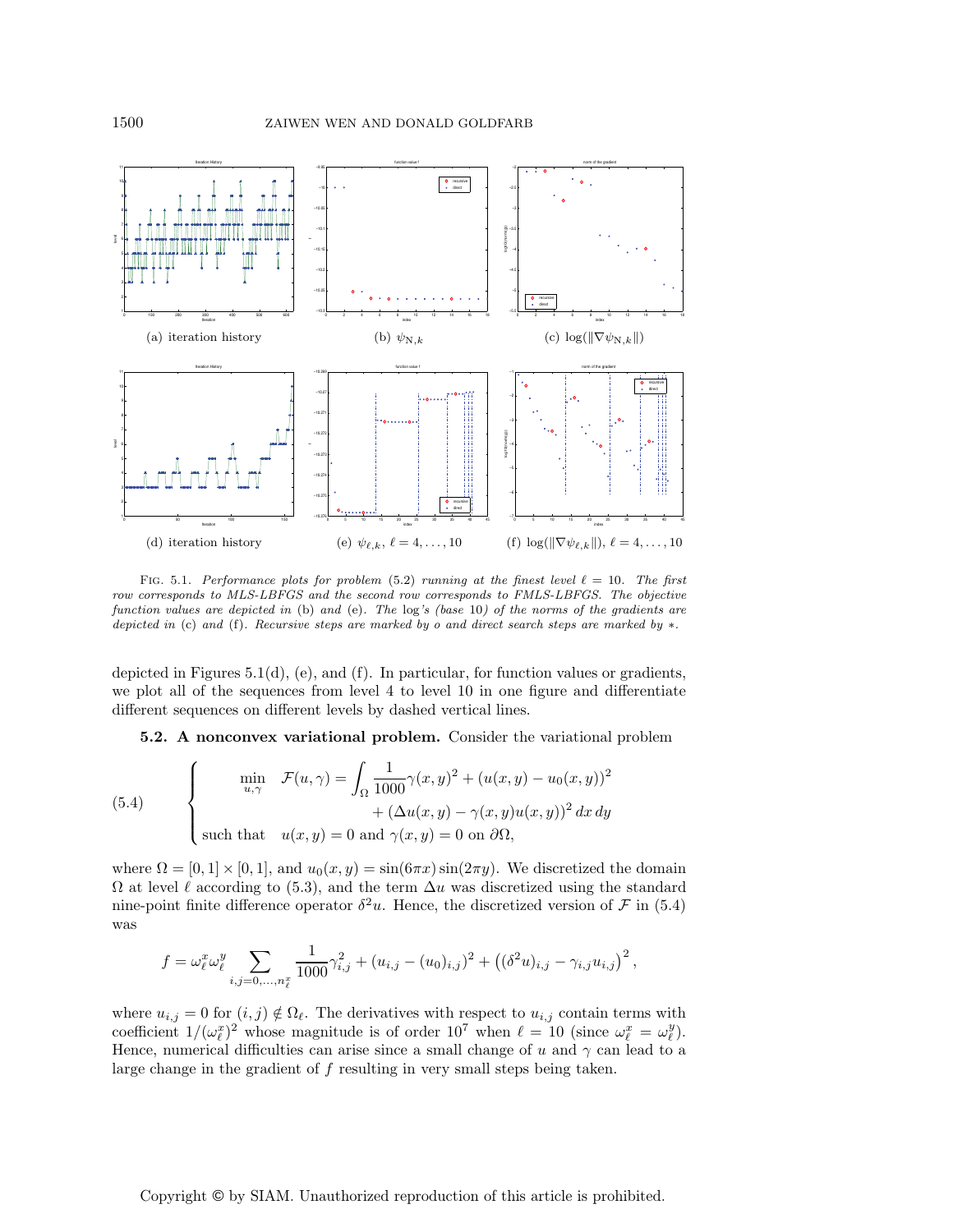(a) iteration history (b) $\psi_{\mathrm{N},k}$ (c) $\log(\|\nabla\psi_{\mathrm{N},k}\|)$

(d) iteration history (e) $\psi_{\ell,k}$, $\ell = 4,\ldots,10$ (f) $\log(\|\nabla\psi_{\ell,k}\|)$, $\ell = 4,\ldots,10$

Fig. 5.1. *Performance plots for problem* (5.2) *running at the finest level* $\ell = 10$. *The first row corresponds to MLS-LBFGS and the second row corresponds to FMLS-LBFGS. The objective function values are depicted in* (b) *and* (e). *The* log*'s (base* 10*) of the norms of the gradients are depicted in* (c) *and* (f). *Recursive steps are marked by o and direct search steps are marked by* $*$.

depicted in Figures 5.1(d), (e), and (f). In particular, for function values or gradients, we plot all of the sequences from level 4 to level 10 in one figure and differentiate different sequences on different levels by dashed vertical lines.

**5.2. A nonconvex variational problem.** Consider the variational problem

$$
(5.4)\qquad \begin{cases} \displaystyle\min_{u,\gamma} \quad \mathcal{F}(u,\gamma) = \int_\Omega \frac{1}{1000}\gamma(x,y)^2 + (u(x,y) - u_0(x,y))^2 \\ \qquad\qquad\qquad\qquad + (\Delta u(x,y) - \gamma(x,y)u(x,y))^2\, dx\, dy \\ \text{such that} \quad u(x,y) = 0 \text{ and } \gamma(x,y) = 0 \text{ on } \partial\Omega, \end{cases}
$$

where $\Omega = [0,1]\times[0,1]$, and $u_0(x,y) = \sin(6\pi x)\sin(2\pi y)$. We discretized the domain $\Omega$ at level $\ell$ according to (5.3), and the term $\Delta u$ was discretized using the standard nine-point finite difference operator $\delta^2 u$. Hence, the discretized version of $\mathcal{F}$ in (5.4) was

$$
f = \omega_\ell^x \omega_\ell^y \sum_{i,j=0,\ldots,n_\ell^x} \frac{1}{1000}\gamma_{i,j}^2 + (u_{i,j} - (u_0)_{i,j})^2 + \left((\delta^2 u)_{i,j} - \gamma_{i,j}u_{i,j}\right)^2,
$$

where $u_{i,j} = 0$ for $(i,j) \notin \Omega_\ell$. The derivatives with respect to $u_{i,j}$ contain terms with coefficient $1/(\omega_\ell^x)^2$ whose magnitude is of order $10^7$ when $\ell = 10$ (since $\omega_\ell^x = \omega_\ell^y$). Hence, numerical difficulties can arise since a small change of $u$ and $\gamma$ can lead to a large change in the gradient of $f$ resulting in very small steps being taken.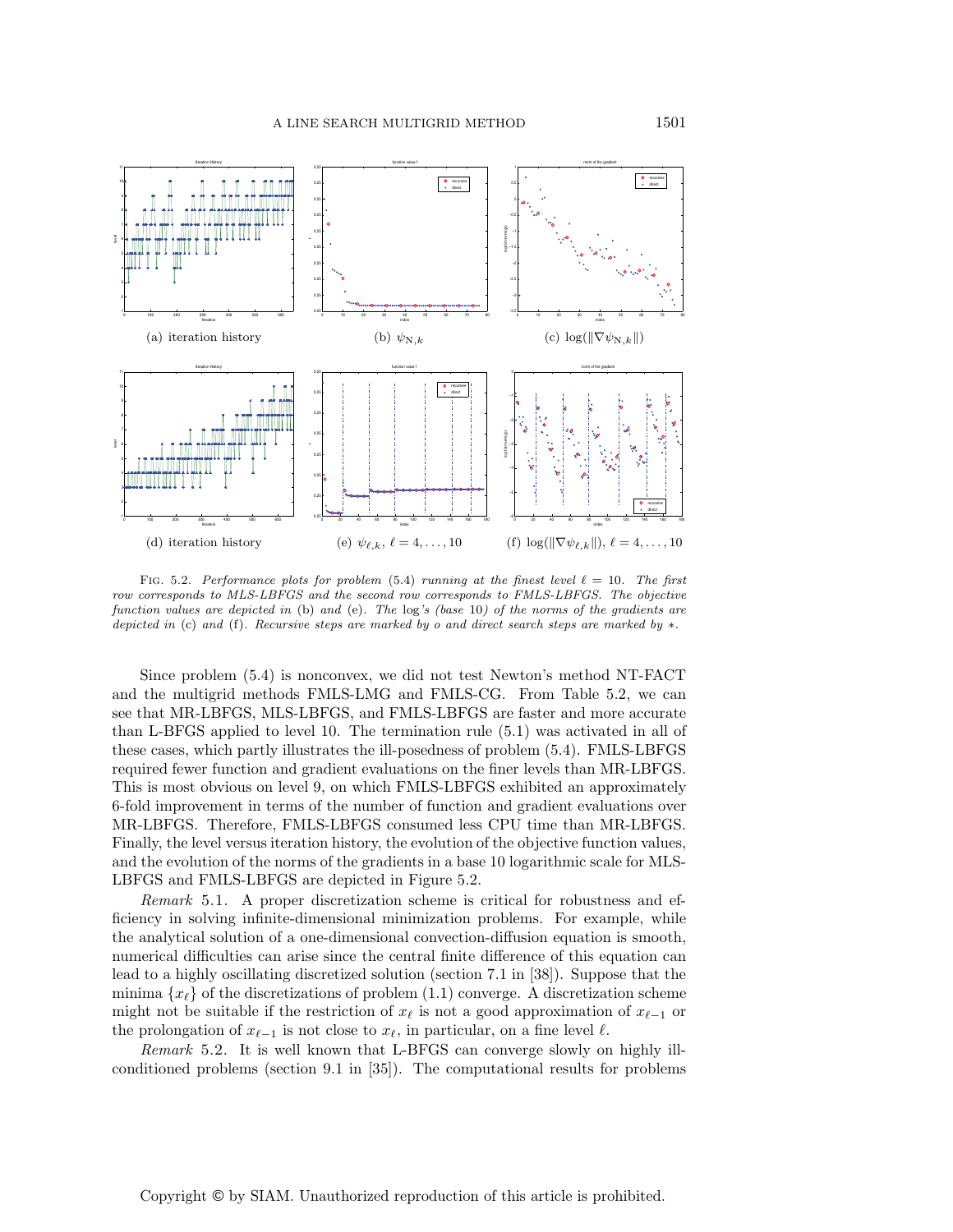(a) iteration history

(b) $\psi_{\mathrm{N},k}$

(c) $\log(\|\nabla \psi_{\mathrm{N},k}\|)$

(d) iteration history

(e) $\psi_{\ell,k}$, $\ell = 4, \ldots, 10$

(f) $\log(\|\nabla \psi_{\ell,k}\|)$, $\ell = 4, \ldots, 10$

Fig. 5.2. *Performance plots for problem* (5.4) *running at the finest level* $\ell = 10$. *The first row corresponds to MLS-LBFGS and the second row corresponds to FMLS-LBFGS. The objective function values are depicted in* (b) *and* (e). *The* log*'s (base* 10*) of the norms of the gradients are depicted in* (c) *and* (f). *Recursive steps are marked by o and direct search steps are marked by* $*$.

Since problem (5.4) is nonconvex, we did not test Newton's method NT-FACT and the multigrid methods FMLS-LMG and FMLS-CG. From Table 5.2, we can see that MR-LBFGS, MLS-LBFGS, and FMLS-LBFGS are faster and more accurate than L-BFGS applied to level 10. The termination rule (5.1) was activated in all of these cases, which partly illustrates the ill-posedness of problem (5.4). FMLS-LBFGS required fewer function and gradient evaluations on the finer levels than MR-LBFGS. This is most obvious on level 9, on which FMLS-LBFGS exhibited an approximately 6-fold improvement in terms of the number of function and gradient evaluations over MR-LBFGS. Therefore, FMLS-LBFGS consumed less CPU time than MR-LBFGS. Finally, the level versus iteration history, the evolution of the objective function values, and the evolution of the norms of the gradients in a base 10 logarithmic scale for MLS-LBFGS and FMLS-LBFGS are depicted in Figure 5.2.

*Remark* 5.1. A proper discretization scheme is critical for robustness and efficiency in solving infinite-dimensional minimization problems. For example, while the analytical solution of a one-dimensional convection-diffusion equation is smooth, numerical difficulties can arise since the central finite difference of this equation can lead to a highly oscillating discretized solution (section 7.1 in [38]). Suppose that the minima $\{x_\ell\}$ of the discretizations of problem (1.1) converge. A discretization scheme might not be suitable if the restriction of $x_\ell$ is not a good approximation of $x_{\ell-1}$ or the prolongation of $x_{\ell-1}$ is not close to $x_\ell$, in particular, on a fine level $\ell$.

*Remark* 5.2. It is well known that L-BFGS can converge slowly on highly ill-conditioned problems (section 9.1 in [35]). The computational results for problems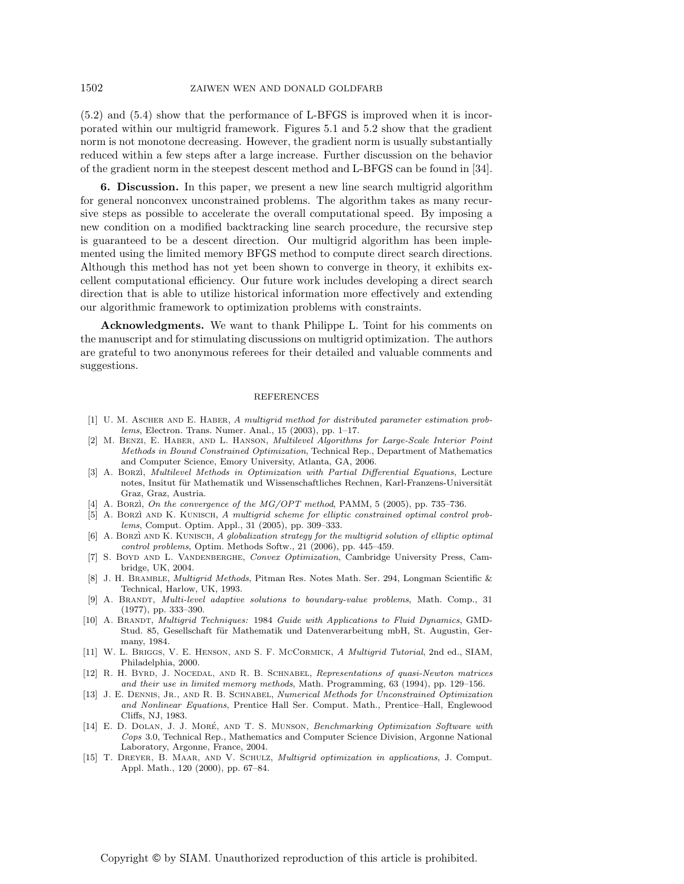(5.2) and (5.4) show that the performance of L-BFGS is improved when it is incorporated within our multigrid framework. Figures 5.1 and 5.2 show that the gradient norm is not monotone decreasing. However, the gradient norm is usually substantially reduced within a few steps after a large increase. Further discussion on the behavior of the gradient norm in the steepest descent method and L-BFGS can be found in [34].

**6. Discussion.** In this paper, we present a new line search multigrid algorithm for general nonconvex unconstrained problems. The algorithm takes as many recursive steps as possible to accelerate the overall computational speed. By imposing a new condition on a modified backtracking line search procedure, the recursive step is guaranteed to be a descent direction. Our multigrid algorithm has been implemented using the limited memory BFGS method to compute direct search directions. Although this method has not yet been shown to converge in theory, it exhibits excellent computational efficiency. Our future work includes developing a direct search direction that is able to utilize historical information more effectively and extending our algorithmic framework to optimization problems with constraints.

**Acknowledgments.** We want to thank Philippe L. Toint for his comments on the manuscript and for stimulating discussions on multigrid optimization. The authors are grateful to two anonymous referees for their detailed and valuable comments and suggestions.

## REFERENCES

[1] U. M. Ascher and E. Haber, *A multigrid method for distributed parameter estimation problems*, Electron. Trans. Numer. Anal., 15 (2003), pp. 1–17.

[2] M. Benzi, E. Haber, and L. Hanson, *Multilevel Algorithms for Large-Scale Interior Point Methods in Bound Constrained Optimization*, Technical Rep., Department of Mathematics and Computer Science, Emory University, Atlanta, GA, 2006.

[3] A. Borzì, *Multilevel Methods in Optimization with Partial Differential Equations*, Lecture notes, Insitut für Mathematik und Wissenschaftliches Rechnen, Karl-Franzens-Universität Graz, Graz, Austria.

[4] A. Borzì, *On the convergence of the MG/OPT method*, PAMM, 5 (2005), pp. 735–736.

[5] A. Borzì and K. Kunisch, *A multigrid scheme for elliptic constrained optimal control problems*, Comput. Optim. Appl., 31 (2005), pp. 309–333.

[6] A. Borzì and K. Kunisch, *A globalization strategy for the multigrid solution of elliptic optimal control problems*, Optim. Methods Softw., 21 (2006), pp. 445–459.

[7] S. Boyd and L. Vandenberghe, *Convex Optimization*, Cambridge University Press, Cambridge, UK, 2004.

[8] J. H. Bramble, *Multigrid Methods*, Pitman Res. Notes Math. Ser. 294, Longman Scientific & Technical, Harlow, UK, 1993.

[9] A. Brandt, *Multi-level adaptive solutions to boundary-value problems*, Math. Comp., 31 (1977), pp. 333–390.

[10] A. Brandt, *Multigrid Techniques:* 1984 *Guide with Applications to Fluid Dynamics*, GMD-Stud. 85, Gesellschaft für Mathematik und Datenverarbeitung mbH, St. Augustin, Germany, 1984.

[11] W. L. Briggs, V. E. Henson, and S. F. McCormick, *A Multigrid Tutorial*, 2nd ed., SIAM, Philadelphia, 2000.

[12] R. H. Byrd, J. Nocedal, and R. B. Schnabel, *Representations of quasi-Newton matrices and their use in limited memory methods*, Math. Programming, 63 (1994), pp. 129–156.

[13] J. E. Dennis, Jr., and R. B. Schnabel, *Numerical Methods for Unconstrained Optimization and Nonlinear Equations*, Prentice Hall Ser. Comput. Math., Prentice–Hall, Englewood Cliffs, NJ, 1983.

[14] E. D. Dolan, J. J. Moré, and T. S. Munson, *Benchmarking Optimization Software with Cops* 3.0, Technical Rep., Mathematics and Computer Science Division, Argonne National Laboratory, Argonne, France, 2004.

[15] T. Dreyer, B. Maar, and V. Schulz, *Multigrid optimization in applications*, J. Comput. Appl. Math., 120 (2000), pp. 67–84.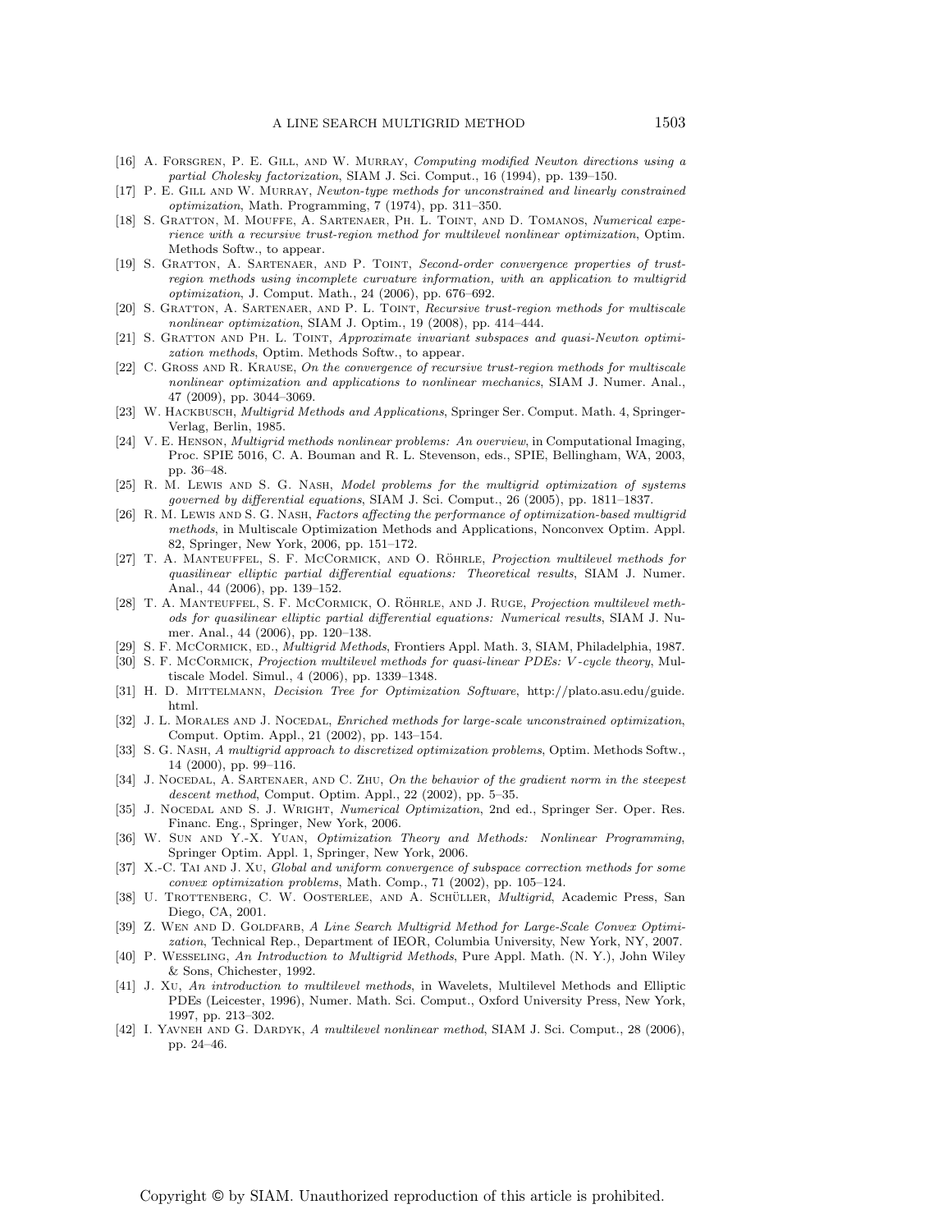[16] A. Forsgren, P. E. Gill, and W. Murray, *Computing modified Newton directions using a partial Cholesky factorization*, SIAM J. Sci. Comput., 16 (1994), pp. 139–150.

[17] P. E. Gill and W. Murray, *Newton-type methods for unconstrained and linearly constrained optimization*, Math. Programming, 7 (1974), pp. 311–350.

[18] S. Gratton, M. Mouffe, A. Sartenaer, Ph. L. Toint, and D. Tomanos, *Numerical experience with a recursive trust-region method for multilevel nonlinear optimization*, Optim. Methods Softw., to appear.

[19] S. Gratton, A. Sartenaer, and P. Toint, *Second-order convergence properties of trust-region methods using incomplete curvature information, with an application to multigrid optimization*, J. Comput. Math., 24 (2006), pp. 676–692.

[20] S. Gratton, A. Sartenaer, and P. L. Toint, *Recursive trust-region methods for multiscale nonlinear optimization*, SIAM J. Optim., 19 (2008), pp. 414–444.

[21] S. Gratton and Ph. L. Toint, *Approximate invariant subspaces and quasi-Newton optimization methods*, Optim. Methods Softw., to appear.

[22] C. Gross and R. Krause, *On the convergence of recursive trust-region methods for multiscale nonlinear optimization and applications to nonlinear mechanics*, SIAM J. Numer. Anal., 47 (2009), pp. 3044–3069.

[23] W. Hackbusch, *Multigrid Methods and Applications*, Springer Ser. Comput. Math. 4, Springer-Verlag, Berlin, 1985.

[24] V. E. Henson, *Multigrid methods nonlinear problems: An overview*, in Computational Imaging, Proc. SPIE 5016, C. A. Bouman and R. L. Stevenson, eds., SPIE, Bellingham, WA, 2003, pp. 36–48.

[25] R. M. Lewis and S. G. Nash, *Model problems for the multigrid optimization of systems governed by differential equations*, SIAM J. Sci. Comput., 26 (2005), pp. 1811–1837.

[26] R. M. Lewis and S. G. Nash, *Factors affecting the performance of optimization-based multigrid methods*, in Multiscale Optimization Methods and Applications, Nonconvex Optim. Appl. 82, Springer, New York, 2006, pp. 151–172.

[27] T. A. Manteuffel, S. F. McCormick, and O. Röhrle, *Projection multilevel methods for quasilinear elliptic partial differential equations: Theoretical results*, SIAM J. Numer. Anal., 44 (2006), pp. 139–152.

[28] T. A. Manteuffel, S. F. McCormick, O. Röhrle, and J. Ruge, *Projection multilevel methods for quasilinear elliptic partial differential equations: Numerical results*, SIAM J. Numer. Anal., 44 (2006), pp. 120–138.

[29] S. F. McCormick, ed., *Multigrid Methods*, Frontiers Appl. Math. 3, SIAM, Philadelphia, 1987.

[30] S. F. McCormick, *Projection multilevel methods for quasi-linear PDEs: V-cycle theory*, Multiscale Model. Simul., 4 (2006), pp. 1339–1348.

[31] H. D. Mittelmann, *Decision Tree for Optimization Software*, http://plato.asu.edu/guide.html.

[32] J. L. Morales and J. Nocedal, *Enriched methods for large-scale unconstrained optimization*, Comput. Optim. Appl., 21 (2002), pp. 143–154.

[33] S. G. Nash, *A multigrid approach to discretized optimization problems*, Optim. Methods Softw., 14 (2000), pp. 99–116.

[34] J. Nocedal, A. Sartenaer, and C. Zhu, *On the behavior of the gradient norm in the steepest descent method*, Comput. Optim. Appl., 22 (2002), pp. 5–35.

[35] J. Nocedal and S. J. Wright, *Numerical Optimization*, 2nd ed., Springer Ser. Oper. Res. Financ. Eng., Springer, New York, 2006.

[36] W. Sun and Y.-X. Yuan, *Optimization Theory and Methods: Nonlinear Programming*, Springer Optim. Appl. 1, Springer, New York, 2006.

[37] X.-C. Tai and J. Xu, *Global and uniform convergence of subspace correction methods for some convex optimization problems*, Math. Comp., 71 (2002), pp. 105–124.

[38] U. Trottenberg, C. W. Oosterlee, and A. Schüller, *Multigrid*, Academic Press, San Diego, CA, 2001.

[39] Z. Wen and D. Goldfarb, *A Line Search Multigrid Method for Large-Scale Convex Optimization*, Technical Rep., Department of IEOR, Columbia University, New York, NY, 2007.

[40] P. Wesseling, *An Introduction to Multigrid Methods*, Pure Appl. Math. (N. Y.), John Wiley & Sons, Chichester, 1992.

[41] J. Xu, *An introduction to multilevel methods*, in Wavelets, Multilevel Methods and Elliptic PDEs (Leicester, 1996), Numer. Math. Sci. Comput., Oxford University Press, New York, 1997, pp. 213–302.

[42] I. Yavneh and G. Dardyk, *A multilevel nonlinear method*, SIAM J. Sci. Comput., 28 (2006), pp. 24–46.